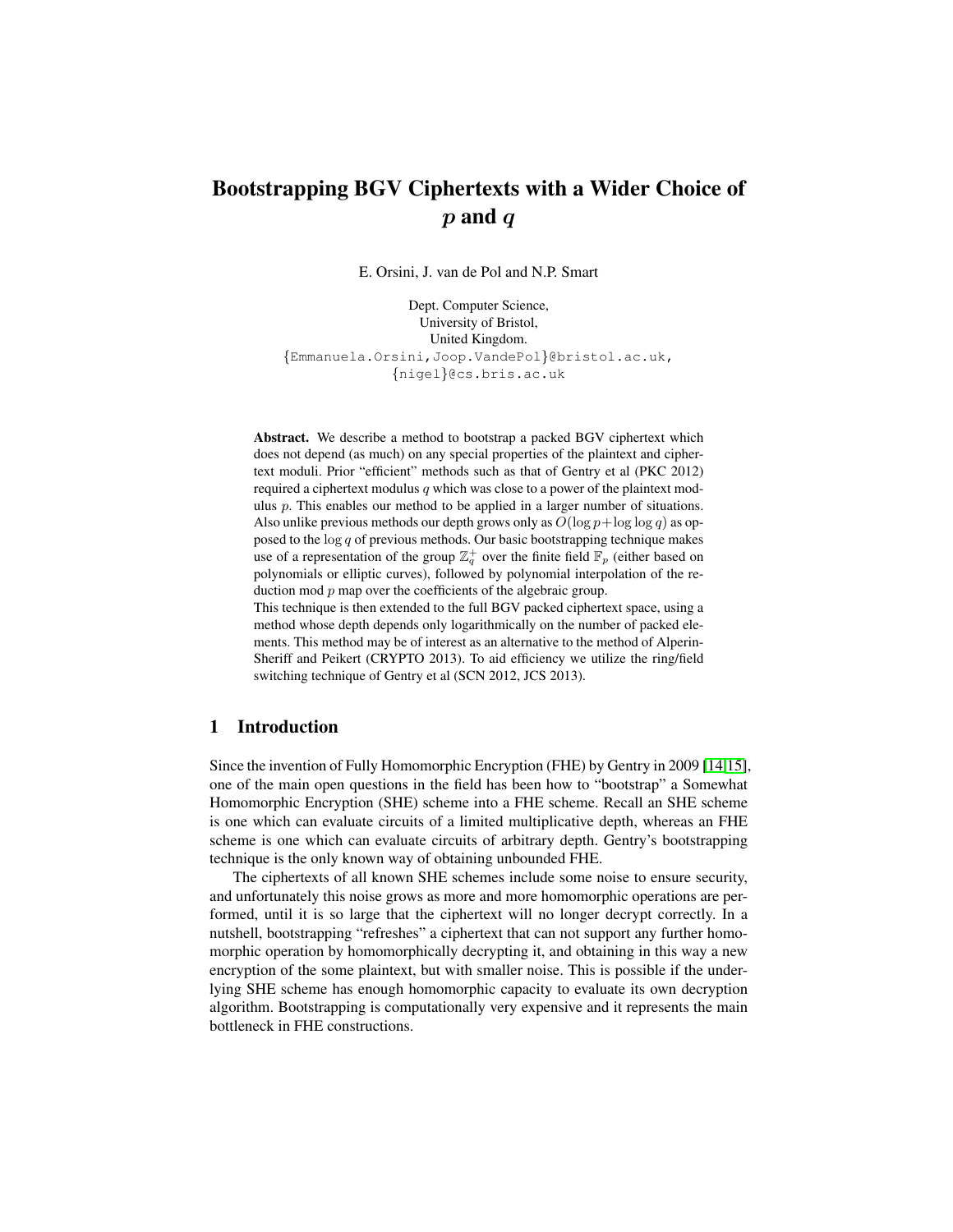# Bootstrapping BGV Ciphertexts with a Wider Choice of $p$ and $q$

E. Orsini, J. van de Pol and N.P. Smart

Dept. Computer Science,
University of Bristol,
United Kingdom.
{Emmanuela.Orsini,Joop.VandePol}@bristol.ac.uk,
{nigel}@cs.bris.ac.uk

**Abstract.** We describe a method to bootstrap a packed BGV ciphertext which does not depend (as much) on any special properties of the plaintext and ciphertext moduli. Prior "efficient" methods such as that of Gentry et al (PKC 2012) required a ciphertext modulus $q$ which was close to a power of the plaintext modulus $p$. This enables our method to be applied in a larger number of situations. Also unlike previous methods our depth grows only as $O(\log p + \log \log q)$ as opposed to the $\log q$ of previous methods. Our basic bootstrapping technique makes use of a representation of the group $\mathbb{Z}_q^+$ over the finite field $\mathbb{F}_p$ (either based on polynomials or elliptic curves), followed by polynomial interpolation of the reduction mod $p$ map over the coefficients of the algebraic group.

This technique is then extended to the full BGV packed ciphertext space, using a method whose depth depends only logarithmically on the number of packed elements. This method may be of interest as an alternative to the method of Alperin-Sheriff and Peikert (CRYPTO 2013). To aid efficiency we utilize the ring/field switching technique of Gentry et al (SCN 2012, JCS 2013).

## 1 Introduction

Since the invention of Fully Homomorphic Encryption (FHE) by Gentry in 2009 [14,15], one of the main open questions in the field has been how to "bootstrap" a Somewhat Homomorphic Encryption (SHE) scheme into a FHE scheme. Recall an SHE scheme is one which can evaluate circuits of a limited multiplicative depth, whereas an FHE scheme is one which can evaluate circuits of arbitrary depth. Gentry's bootstrapping technique is the only known way of obtaining unbounded FHE.

The ciphertexts of all known SHE schemes include some noise to ensure security, and unfortunately this noise grows as more and more homomorphic operations are performed, until it is so large that the ciphertext will no longer decrypt correctly. In a nutshell, bootstrapping "refreshes" a ciphertext that can not support any further homomorphic operation by homomorphically decrypting it, and obtaining in this way a new encryption of the some plaintext, but with smaller noise. This is possible if the underlying SHE scheme has enough homomorphic capacity to evaluate its own decryption algorithm. Bootstrapping is computationally very expensive and it represents the main bottleneck in FHE constructions.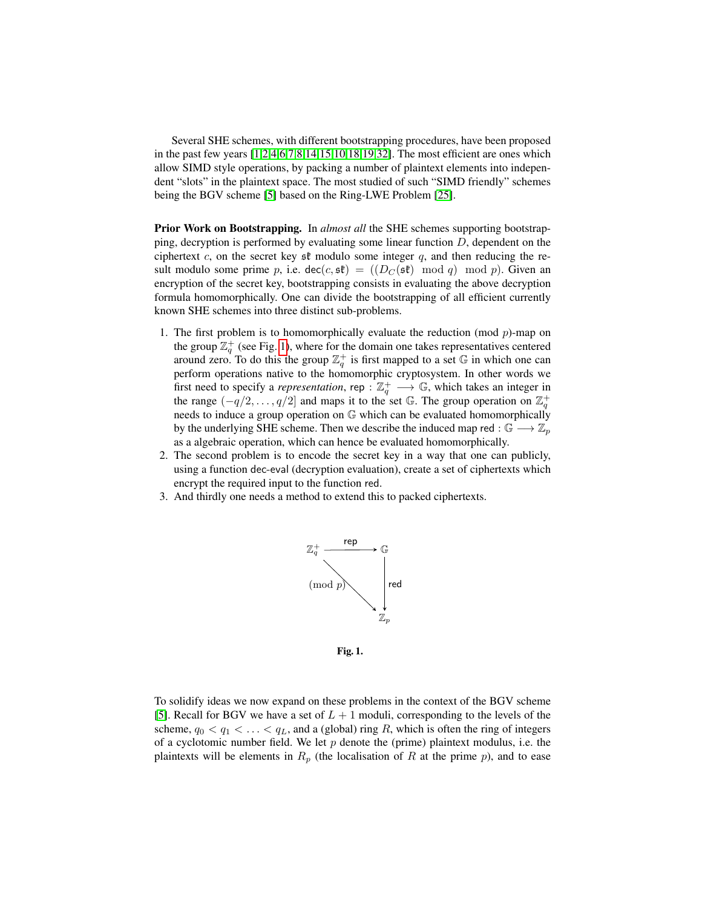Several SHE schemes, with different bootstrapping procedures, have been proposed in the past few years [1,2,4,6,7,8,14,15,10,18,19,32]. The most efficient are ones which allow SIMD style operations, by packing a number of plaintext elements into independent "slots" in the plaintext space. The most studied of such "SIMD friendly" schemes being the BGV scheme [5] based on the Ring-LWE Problem [25].

**Prior Work on Bootstrapping.** In *almost all* the SHE schemes supporting bootstrapping, decryption is performed by evaluating some linear function $D$, dependent on the ciphertext $c$, on the secret key $\mathfrak{sk}$ modulo some integer $q$, and then reducing the result modulo some prime $p$, i.e. $\mathsf{dec}(c, \mathfrak{sk}) = ((D_C(\mathfrak{sk}) \mod q) \mod p)$. Given an encryption of the secret key, bootstrapping consists in evaluating the above decryption formula homomorphically. One can divide the bootstrapping of all efficient currently known SHE schemes into three distinct sub-problems.

1. The first problem is to homomorphically evaluate the reduction (mod $p$)-map on the group $\mathbb{Z}_q^+$ (see Fig. 1), where for the domain one takes representatives centered around zero. To do this the group $\mathbb{Z}_q^+$ is first mapped to a set $\mathbb{G}$ in which one can perform operations native to the homomorphic cryptosystem. In other words we first need to specify a *representation*, $\mathsf{rep} : \mathbb{Z}_q^+ \longrightarrow \mathbb{G}$, which takes an integer in the range $(-q/2, \ldots, q/2]$ and maps it to the set $\mathbb{G}$. The group operation on $\mathbb{Z}_q^+$ needs to induce a group operation on $\mathbb{G}$ which can be evaluated homomorphically by the underlying SHE scheme. Then we describe the induced map $\mathsf{red} : \mathbb{G} \longrightarrow \mathbb{Z}_p$ as a algebraic operation, which can hence be evaluated homomorphically.
2. The second problem is to encode the secret key in a way that one can publicly, using a function dec-eval (decryption evaluation), create a set of ciphertexts which encrypt the required input to the function red.
3. And thirdly one needs a method to extend this to packed ciphertexts.

$$\begin{array}{ccc} \mathbb{Z}_q^+ & \xrightarrow{\mathsf{rep}} & \mathbb{G} \\ & \overset{(\mathrm{mod}\ p)}{\searrow} & \downarrow \mathsf{red} \\ & & \mathbb{Z}_p \end{array}$$

**Fig. 1.**

To solidify ideas we now expand on these problems in the context of the BGV scheme [5]. Recall for BGV we have a set of $L + 1$ moduli, corresponding to the levels of the scheme, $q_0 < q_1 < \ldots < q_L$, and a (global) ring $R$, which is often the ring of integers of a cyclotomic number field. We let $p$ denote the (prime) plaintext modulus, i.e. the plaintexts will be elements in $R_p$ (the localisation of $R$ at the prime $p$), and to ease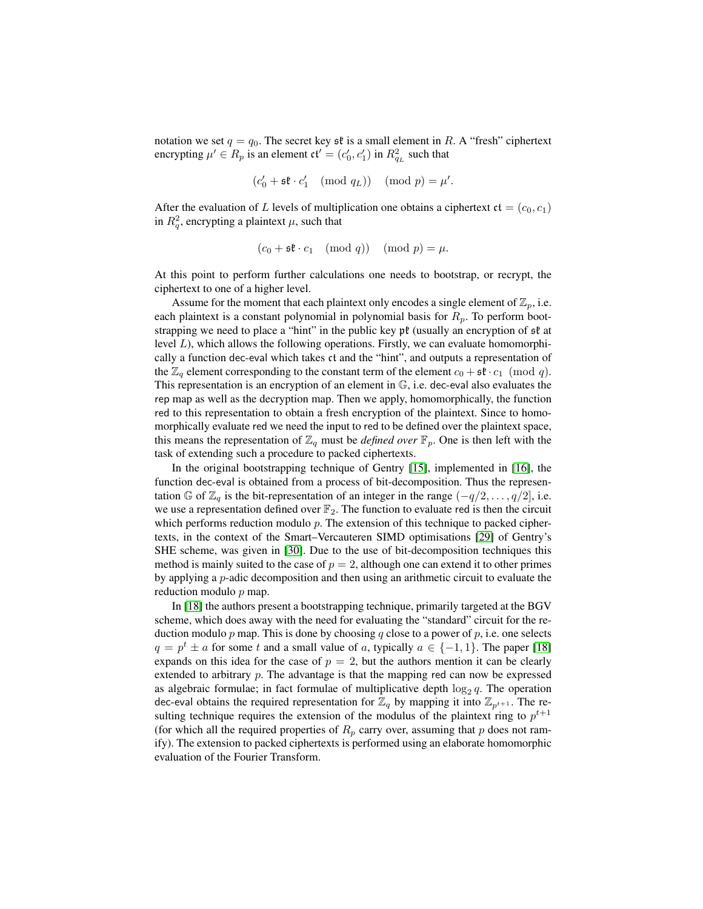notation we set $q = q_0$. The secret key $\mathfrak{sk}$ is a small element in $R$. A "fresh" ciphertext encrypting $\mu' \in R_p$ is an element $\mathfrak{ct}' = (c_0', c_1')$ in $R_{q_L}^2$ such that

$$(c_0' + \mathfrak{sk} \cdot c_1' \pmod{q_L}) \pmod{p} = \mu'.$$

After the evaluation of $L$ levels of multiplication one obtains a ciphertext $\mathfrak{ct} = (c_0, c_1)$ in $R_q^2$, encrypting a plaintext $\mu$, such that

$$(c_0 + \mathfrak{sk} \cdot c_1 \pmod{q}) \pmod{p} = \mu.$$

At this point to perform further calculations one needs to bootstrap, or recrypt, the ciphertext to one of a higher level.

Assume for the moment that each plaintext only encodes a single element of $\mathbb{Z}_p$, i.e. each plaintext is a constant polynomial in polynomial basis for $R_p$. To perform bootstrapping we need to place a "hint" in the public key $\mathfrak{pk}$ (usually an encryption of $\mathfrak{sk}$ at level $L$), which allows the following operations. Firstly, we can evaluate homomorphically a function dec-eval which takes $\mathfrak{ct}$ and the "hint", and outputs a representation of the $\mathbb{Z}_q$ element corresponding to the constant term of the element $c_0 + \mathfrak{sk} \cdot c_1 \pmod{q}$. This representation is an encryption of an element in $\mathbb{G}$, i.e. dec-eval also evaluates the rep map as well as the decryption map. Then we apply, homomorphically, the function red to this representation to obtain a fresh encryption of the plaintext. Since to homomorphically evaluate red we need the input to red to be defined over the plaintext space, this means the representation of $\mathbb{Z}_q$ must be *defined over* $\mathbb{F}_p$. One is then left with the task of extending such a procedure to packed ciphertexts.

In the original bootstrapping technique of Gentry [15], implemented in [16], the function dec-eval is obtained from a process of bit-decomposition. Thus the representation $\mathbb{G}$ of $\mathbb{Z}_q$ is the bit-representation of an integer in the range $(-q/2, \ldots, q/2]$, i.e. we use a representation defined over $\mathbb{F}_2$. The function to evaluate red is then the circuit which performs reduction modulo $p$. The extension of this technique to packed ciphertexts, in the context of the Smart–Vercauteren SIMD optimisations [29] of Gentry's SHE scheme, was given in [30]. Due to the use of bit-decomposition techniques this method is mainly suited to the case of $p = 2$, although one can extend it to other primes by applying a $p$-adic decomposition and then using an arithmetic circuit to evaluate the reduction modulo $p$ map.

In [18] the authors present a bootstrapping technique, primarily targeted at the BGV scheme, which does away with the need for evaluating the "standard" circuit for the reduction modulo $p$ map. This is done by choosing $q$ close to a power of $p$, i.e. one selects $q = p^t \pm a$ for some $t$ and a small value of $a$, typically $a \in \{-1, 1\}$. The paper [18] expands on this idea for the case of $p = 2$, but the authors mention it can be clearly extended to arbitrary $p$. The advantage is that the mapping red can now be expressed as algebraic formulae; in fact formulae of multiplicative depth $\log_2 q$. The operation dec-eval obtains the required representation for $\mathbb{Z}_q$ by mapping it into $\mathbb{Z}_{p^{t+1}}$. The resulting technique requires the extension of the modulus of the plaintext ring to $p^{t+1}$ (for which all the required properties of $R_p$ carry over, assuming that $p$ does not ramify). The extension to packed ciphertexts is performed using an elaborate homomorphic evaluation of the Fourier Transform.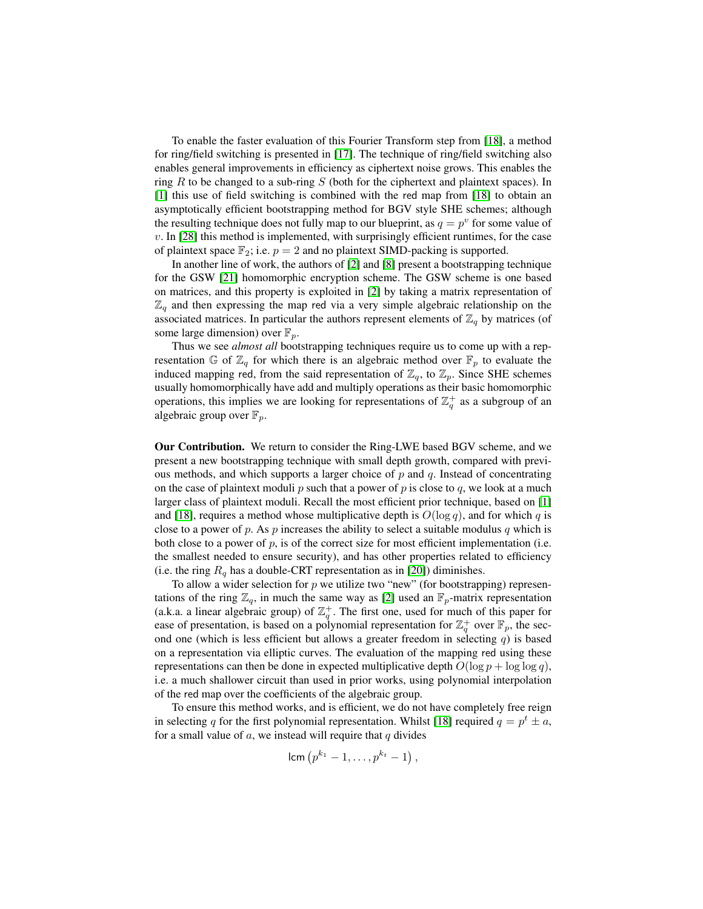To enable the faster evaluation of this Fourier Transform step from [18], a method for ring/field switching is presented in [17]. The technique of ring/field switching also enables general improvements in efficiency as ciphertext noise grows. This enables the ring $R$ to be changed to a sub-ring $S$ (both for the ciphertext and plaintext spaces). In [1] this use of field switching is combined with the red map from [18] to obtain an asymptotically efficient bootstrapping method for BGV style SHE schemes; although the resulting technique does not fully map to our blueprint, as $q = p^v$ for some value of $v$. In [28] this method is implemented, with surprisingly efficient runtimes, for the case of plaintext space $\mathbb{F}_2$; i.e. $p = 2$ and no plaintext SIMD-packing is supported.

In another line of work, the authors of [2] and [8] present a bootstrapping technique for the GSW [21] homomorphic encryption scheme. The GSW scheme is one based on matrices, and this property is exploited in [2] by taking a matrix representation of $\mathbb{Z}_q$ and then expressing the map red via a very simple algebraic relationship on the associated matrices. In particular the authors represent elements of $\mathbb{Z}_q$ by matrices (of some large dimension) over $\mathbb{F}_p$.

Thus we see *almost all* bootstrapping techniques require us to come up with a representation $\mathbb{G}$ of $\mathbb{Z}_q$ for which there is an algebraic method over $\mathbb{F}_p$ to evaluate the induced mapping red, from the said representation of $\mathbb{Z}_q$, to $\mathbb{Z}_p$. Since SHE schemes usually homomorphically have add and multiply operations as their basic homomorphic operations, this implies we are looking for representations of $\mathbb{Z}_q^+$ as a subgroup of an algebraic group over $\mathbb{F}_p$.

**Our Contribution.** We return to consider the Ring-LWE based BGV scheme, and we present a new bootstrapping technique with small depth growth, compared with previous methods, and which supports a larger choice of $p$ and $q$. Instead of concentrating on the case of plaintext moduli $p$ such that a power of $p$ is close to $q$, we look at a much larger class of plaintext moduli. Recall the most efficient prior technique, based on [1] and [18], requires a method whose multiplicative depth is $O(\log q)$, and for which $q$ is close to a power of $p$. As $p$ increases the ability to select a suitable modulus $q$ which is both close to a power of $p$, is of the correct size for most efficient implementation (i.e. the smallest needed to ensure security), and has other properties related to efficiency (i.e. the ring $R_q$ has a double-CRT representation as in [20]) diminishes.

To allow a wider selection for $p$ we utilize two "new" (for bootstrapping) representations of the ring $\mathbb{Z}_q$, in much the same way as [2] used an $\mathbb{F}_p$-matrix representation (a.k.a. a linear algebraic group) of $\mathbb{Z}_q^+$. The first one, used for much of this paper for ease of presentation, is based on a polynomial representation for $\mathbb{Z}_q^+$ over $\mathbb{F}_p$, the second one (which is less efficient but allows a greater freedom in selecting $q$) is based on a representation via elliptic curves. The evaluation of the mapping red using these representations can then be done in expected multiplicative depth $O(\log p + \log\log q)$, i.e. a much shallower circuit than used in prior works, using polynomial interpolation of the red map over the coefficients of the algebraic group.

To ensure this method works, and is efficient, we do not have completely free reign in selecting $q$ for the first polynomial representation. Whilst [18] required $q = p^t \pm a$, for a small value of $a$, we instead will require that $q$ divides

$$\mathsf{lcm}\left(p^{k_1} - 1, \ldots, p^{k_t} - 1\right),$$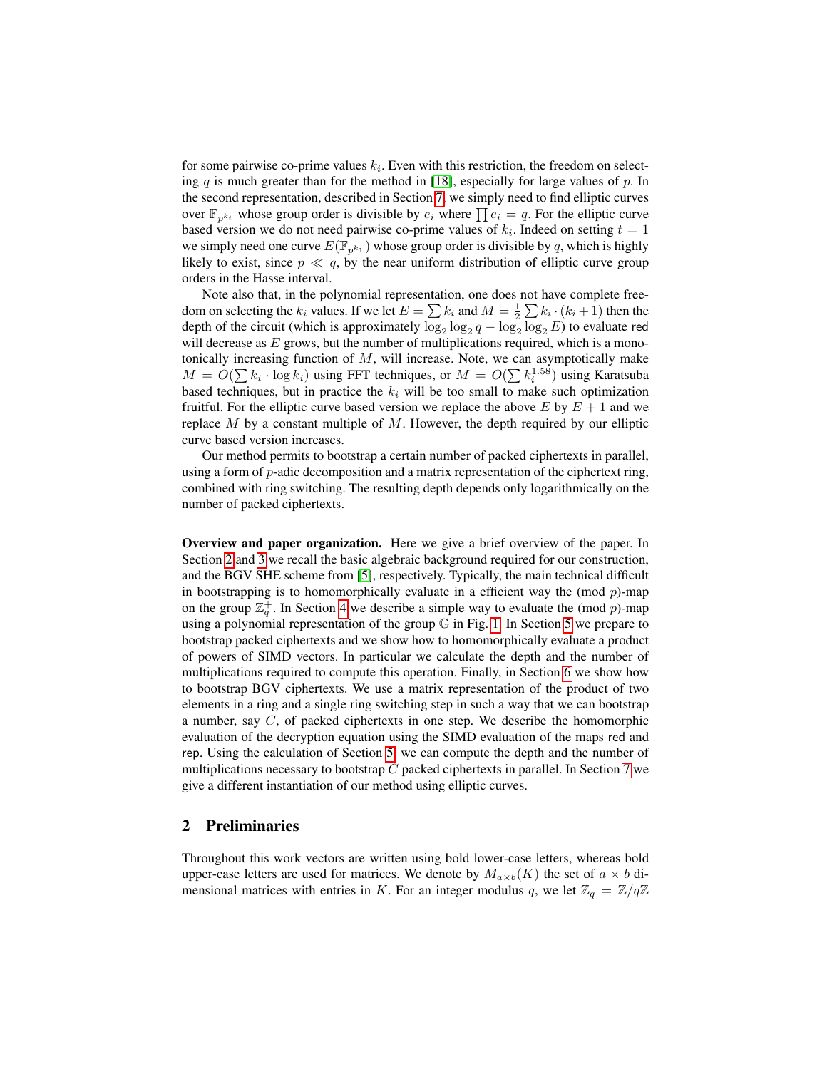for some pairwise co-prime values $k_i$. Even with this restriction, the freedom on selecting $q$ is much greater than for the method in [18], especially for large values of $p$. In the second representation, described in Section 7, we simply need to find elliptic curves over $\mathbb{F}_{p^{k_i}}$ whose group order is divisible by $e_i$ where $\prod e_i = q$. For the elliptic curve based version we do not need pairwise co-prime values of $k_i$. Indeed on setting $t = 1$ we simply need one curve $E(\mathbb{F}_{p^{k_1}})$ whose group order is divisible by $q$, which is highly likely to exist, since $p \ll q$, by the near uniform distribution of elliptic curve group orders in the Hasse interval.

Note also that, in the polynomial representation, one does not have complete freedom on selecting the $k_i$ values. If we let $E = \sum k_i$ and $M = \frac{1}{2} \sum k_i \cdot (k_i + 1)$ then the depth of the circuit (which is approximately $\log_2 \log_2 q - \log_2 \log_2 E$) to evaluate red will decrease as $E$ grows, but the number of multiplications required, which is a monotonically increasing function of $M$, will increase. Note, we can asymptotically make $M = O(\sum k_i \cdot \log k_i)$ using FFT techniques, or $M = O(\sum k_i^{1.58})$ using Karatsuba based techniques, but in practice the $k_i$ will be too small to make such optimization fruitful. For the elliptic curve based version we replace the above $E$ by $E + 1$ and we replace $M$ by a constant multiple of $M$. However, the depth required by our elliptic curve based version increases.

Our method permits to bootstrap a certain number of packed ciphertexts in parallel, using a form of $p$-adic decomposition and a matrix representation of the ciphertext ring, combined with ring switching. The resulting depth depends only logarithmically on the number of packed ciphertexts.

**Overview and paper organization.** Here we give a brief overview of the paper. In Section 2 and 3 we recall the basic algebraic background required for our construction, and the BGV SHE scheme from [5], respectively. Typically, the main technical difficult in bootstrapping is to homomorphically evaluate in a efficient way the (mod $p$)-map on the group $\mathbb{Z}_q^+$. In Section 4 we describe a simple way to evaluate the (mod $p$)-map using a polynomial representation of the group $\mathbb{G}$ in Fig. 1. In Section 5 we prepare to bootstrap packed ciphertexts and we show how to homomorphically evaluate a product of powers of SIMD vectors. In particular we calculate the depth and the number of multiplications required to compute this operation. Finally, in Section 6 we show how to bootstrap BGV ciphertexts. We use a matrix representation of the product of two elements in a ring and a single ring switching step in such a way that we can bootstrap a number, say $C$, of packed ciphertexts in one step. We describe the homomorphic evaluation of the decryption equation using the SIMD evaluation of the maps red and rep. Using the calculation of Section 5, we can compute the depth and the number of multiplications necessary to bootstrap $C$ packed ciphertexts in parallel. In Section 7 we give a different instantiation of our method using elliptic curves.

## 2 Preliminaries

Throughout this work vectors are written using bold lower-case letters, whereas bold upper-case letters are used for matrices. We denote by $M_{a \times b}(K)$ the set of $a \times b$ dimensional matrices with entries in $K$. For an integer modulus $q$, we let $\mathbb{Z}_q = \mathbb{Z}/q\mathbb{Z}$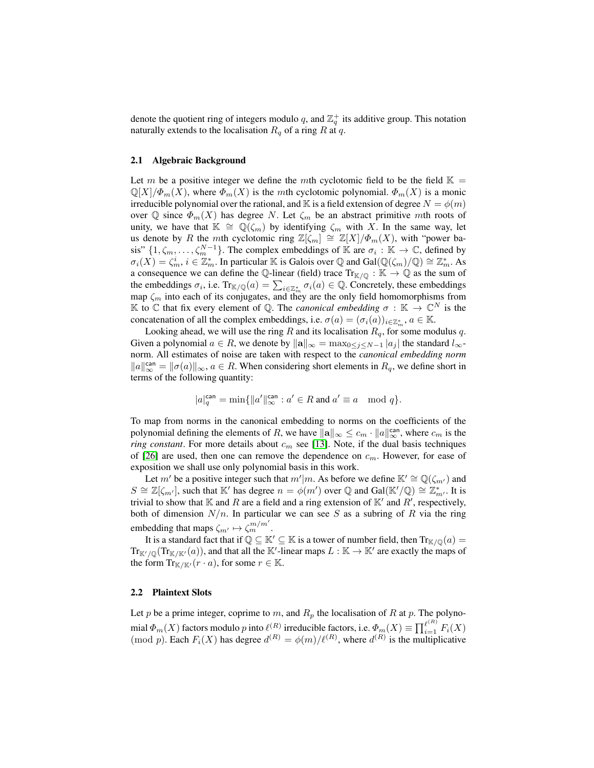denote the quotient ring of integers modulo $q$, and $\mathbb{Z}_q^+$ its additive group. This notation naturally extends to the localisation $R_q$ of a ring $R$ at $q$.

### 2.1 Algebraic Background

Let $m$ be a positive integer we define the $m$th cyclotomic field to be the field $\mathbb{K} = \mathbb{Q}[X]/\Phi_m(X)$, where $\Phi_m(X)$ is the $m$th cyclotomic polynomial. $\Phi_m(X)$ is a monic irreducible polynomial over the rational, and $\mathbb{K}$ is a field extension of degree $N = \phi(m)$ over $\mathbb{Q}$ since $\Phi_m(X)$ has degree $N$. Let $\zeta_m$ be an abstract primitive $m$th roots of unity, we have that $\mathbb{K} \cong \mathbb{Q}(\zeta_m)$ by identifying $\zeta_m$ with $X$. In the same way, let us denote by $R$ the $m$th cyclotomic ring $\mathbb{Z}[\zeta_m] \cong \mathbb{Z}[X]/\Phi_m(X)$, with "power basis" $\{1, \zeta_m, \ldots, \zeta_m^{N-1}\}$. The complex embeddings of $\mathbb{K}$ are $\sigma_i : \mathbb{K} \to \mathbb{C}$, defined by $\sigma_i(X) = \zeta_m^i$, $i \in \mathbb{Z}_m^*$. In particular $\mathbb{K}$ is Galois over $\mathbb{Q}$ and $\mathrm{Gal}(\mathbb{Q}(\zeta_m)/\mathbb{Q}) \cong \mathbb{Z}_m^*$. As a consequence we can define the $\mathbb{Q}$-linear (field) trace $\mathrm{Tr}_{\mathbb{K}/\mathbb{Q}} : \mathbb{K} \to \mathbb{Q}$ as the sum of the embeddings $\sigma_i$, i.e. $\mathrm{Tr}_{\mathbb{K}/\mathbb{Q}}(a) = \sum_{i \in \mathbb{Z}_m^*} \sigma_i(a) \in \mathbb{Q}$. Concretely, these embeddings map $\zeta_m$ into each of its conjugates, and they are the only field homomorphisms from $\mathbb{K}$ to $\mathbb{C}$ that fix every element of $\mathbb{Q}$. The *canonical embedding* $\sigma : \mathbb{K} \to \mathbb{C}^N$ is the concatenation of all the complex embeddings, i.e. $\sigma(a) = (\sigma_i(a))_{i \in \mathbb{Z}_m^*}$, $a \in \mathbb{K}$.

Looking ahead, we will use the ring $R$ and its localisation $R_q$, for some modulus $q$. Given a polynomial $a \in R$, we denote by $\|\mathbf{a}\|_\infty = \max_{0 \le j \le N-1} |a_j|$ the standard $l_\infty$-norm. All estimates of noise are taken with respect to the *canonical embedding norm* $\|a\|_\infty^{\mathsf{can}} = \|\sigma(a)\|_\infty$, $a \in R$. When considering short elements in $R_q$, we define short in terms of the following quantity:

$$|a|_q^{\mathsf{can}} = \min\{\|a'\|_\infty^{\mathsf{can}} : a' \in R \text{ and } a' \equiv a \mod q\}.$$

To map from norms in the canonical embedding to norms on the coefficients of the polynomial defining the elements of $R$, we have $\|\mathbf{a}\|_\infty \le c_m \cdot \|a\|_\infty^{\mathsf{can}}$, where $c_m$ is the *ring constant*. For more details about $c_m$ see [13]. Note, if the dual basis techniques of [26] are used, then one can remove the dependence on $c_m$. However, for ease of exposition we shall use only polynomial basis in this work.

Let $m'$ be a positive integer such that $m'|m$. As before we define $\mathbb{K}' \cong \mathbb{Q}(\zeta_{m'})$ and $S \cong \mathbb{Z}[\zeta_{m'}]$, such that $\mathbb{K}'$ has degree $n = \phi(m')$ over $\mathbb{Q}$ and $\mathrm{Gal}(\mathbb{K}'/\mathbb{Q}) \cong \mathbb{Z}_{m'}^*$. It is trivial to show that $\mathbb{K}$ and $R$ are a field and a ring extension of $\mathbb{K}'$ and $R'$, respectively, both of dimension $N/n$. In particular we can see $S$ as a subring of $R$ via the ring embedding that maps $\zeta_{m'} \mapsto \zeta_m^{m/m'}$.

It is a standard fact that if $\mathbb{Q} \subseteq \mathbb{K}' \subseteq \mathbb{K}$ is a tower of number field, then $\mathrm{Tr}_{\mathbb{K}/\mathbb{Q}}(a) = \mathrm{Tr}_{\mathbb{K}'/\mathbb{Q}}(\mathrm{Tr}_{\mathbb{K}/\mathbb{K}'}(a))$, and that all the $\mathbb{K}'$-linear maps $L : \mathbb{K} \to \mathbb{K}'$ are exactly the maps of the form $\mathrm{Tr}_{\mathbb{K}/\mathbb{K}'}(r \cdot a)$, for some $r \in \mathbb{K}$.

### 2.2 Plaintext Slots

Let $p$ be a prime integer, coprime to $m$, and $R_p$ the localisation of $R$ at $p$. The polynomial $\Phi_m(X)$ factors modulo $p$ into $\ell^{(R)}$ irreducible factors, i.e. $\Phi_m(X) \equiv \prod_{i=1}^{\ell^{(R)}} F_i(X)$ $(\mathrm{mod}\ p)$. Each $F_i(X)$ has degree $d^{(R)} = \phi(m)/\ell^{(R)}$, where $d^{(R)}$ is the multiplicative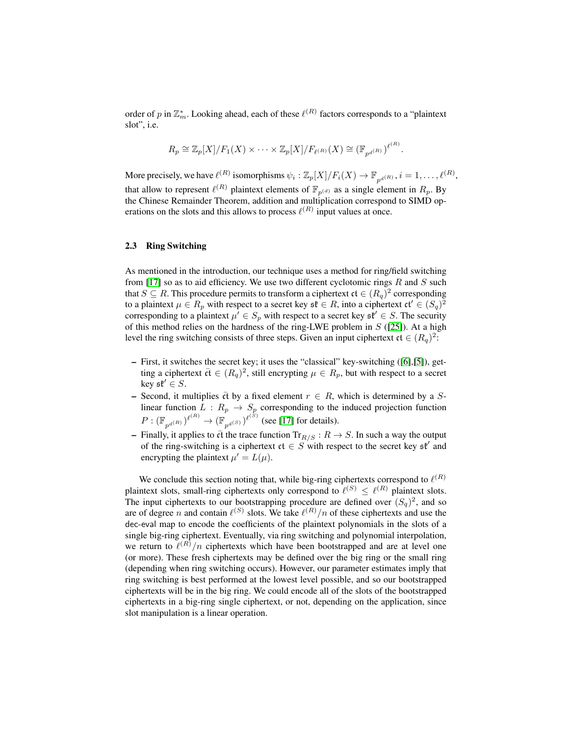order of $p$ in $\mathbb{Z}_m^*$. Looking ahead, each of these $\ell^{(R)}$ factors corresponds to a "plaintext slot", i.e.

$$R_p \cong \mathbb{Z}_p[X]/F_1(X) \times \cdots \times \mathbb{Z}_p[X]/F_{\ell^{(R)}}(X) \cong (\mathbb{F}_{p^{d^{(R)}}})^{\ell^{(R)}}.$$

More precisely, we have $\ell^{(R)}$ isomorphisms $\psi_i : \mathbb{Z}_p[X]/F_i(X) \to \mathbb{F}_{p^{d^{(R)}}}, i = 1, \ldots, \ell^{(R)}$, that allow to represent $\ell^{(R)}$ plaintext elements of $\mathbb{F}_{p^{(d)}}$ as a single element in $R_p$. By the Chinese Remainder Theorem, addition and multiplication correspond to SIMD operations on the slots and this allows to process $\ell^{(R)}$ input values at once.

### 2.3 Ring Switching

As mentioned in the introduction, our technique uses a method for ring/field switching from [17] so as to aid efficiency. We use two different cyclotomic rings $R$ and $S$ such that $S \subseteq R$. This procedure permits to transform a ciphertext $\mathfrak{ct} \in (R_q)^2$ corresponding to a plaintext $\mu \in R_p$ with respect to a secret key $\mathfrak{sk} \in R$, into a ciphertext $\mathfrak{ct}' \in (S_q)^2$ corresponding to a plaintext $\mu' \in S_p$ with respect to a secret key $\mathfrak{sk}' \in S$. The security of this method relies on the hardness of the ring-LWE problem in $S$ ([25]). At a high level the ring switching consists of three steps. Given an input ciphertext $\mathfrak{ct} \in (R_q)^2$:

- First, it switches the secret key; it uses the "classical" key-switching ([6],[5]), getting a ciphertext $\bar{\mathfrak{ct}} \in (R_q)^2$, still encrypting $\mu \in R_p$, but with respect to a secret key $\mathfrak{sk}' \in S$.
- Second, it multiplies $\bar{\mathfrak{ct}}$ by a fixed element $r \in R$, which is determined by a $S$-linear function $L : R_p \to S_p$ corresponding to the induced projection function $P : (\mathbb{F}_{p^{d^{(R)}}})^{\ell^{(R)}} \to (\mathbb{F}_{p^{d^{(S)}}})^{\ell^{(S)}}$ (see [17] for details).
- Finally, it applies to $\bar{\mathfrak{ct}}$ the trace function $\text{Tr}_{R/S} : R \to S$. In such a way the output of the ring-switching is a ciphertext $\mathfrak{ct} \in S$ with respect to the secret key $\mathfrak{sk}'$ and encrypting the plaintext $\mu' = L(\mu)$.

We conclude this section noting that, while big-ring ciphertexts correspond to $\ell^{(R)}$ plaintext slots, small-ring ciphertexts only correspond to $\ell^{(S)} \leq \ell^{(R)}$ plaintext slots. The input ciphertexts to our bootstrapping procedure are defined over $(S_q)^2$, and so are of degree $n$ and contain $\ell^{(S)}$ slots. We take $\ell^{(R)}/n$ of these ciphertexts and use the dec-eval map to encode the coefficients of the plaintext polynomials in the slots of a single big-ring ciphertext. Eventually, via ring switching and polynomial interpolation, we return to $\ell^{(R)}/n$ ciphertexts which have been bootstrapped and are at level one (or more). These fresh ciphertexts may be defined over the big ring or the small ring (depending when ring switching occurs). However, our parameter estimates imply that ring switching is best performed at the lowest level possible, and so our bootstrapped ciphertexts will be in the big ring. We could encode all of the slots of the bootstrapped ciphertexts in a big-ring single ciphertext, or not, depending on the application, since slot manipulation is a linear operation.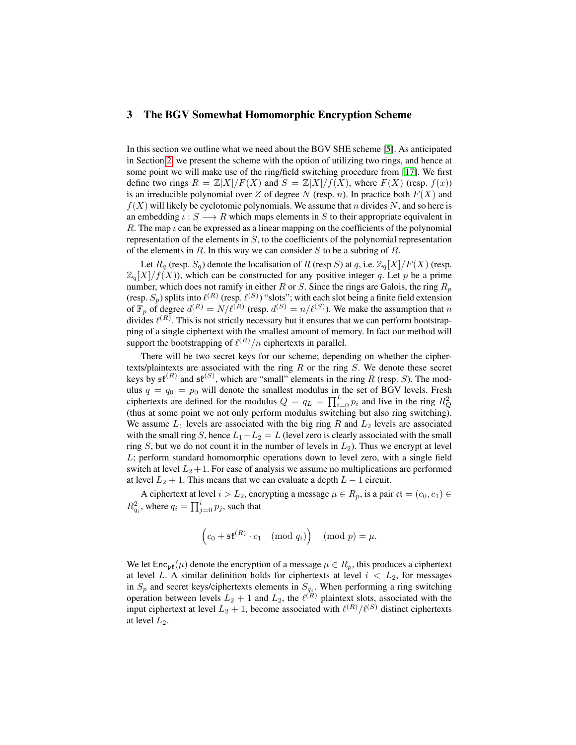## 3 The BGV Somewhat Homomorphic Encryption Scheme

In this section we outline what we need about the BGV SHE scheme [5]. As anticipated in Section 2, we present the scheme with the option of utilizing two rings, and hence at some point we will make use of the ring/field switching procedure from [17]. We first define two rings $R = \mathbb{Z}[X]/F(X)$ and $S = \mathbb{Z}[X]/f(X)$, where $F(X)$ (resp. $f(x)$) is an irreducible polynomial over $Z$ of degree $N$ (resp. $n$). In practice both $F(X)$ and $f(X)$ will likely be cyclotomic polynomials. We assume that $n$ divides $N$, and so here is an embedding $\iota : S \longrightarrow R$ which maps elements in $S$ to their appropriate equivalent in $R$. The map $\iota$ can be expressed as a linear mapping on the coefficients of the polynomial representation of the elements in $S$, to the coefficients of the polynomial representation of the elements in $R$. In this way we can consider $S$ to be a subring of $R$.

Let $R_q$ (resp. $S_q$) denote the localisation of $R$ (resp $S$) at $q$, i.e. $\mathbb{Z}_q[X]/F(X)$ (resp. $\mathbb{Z}_q[X]/f(X)$), which can be constructed for any positive integer $q$. Let $p$ be a prime number, which does not ramify in either $R$ or $S$. Since the rings are Galois, the ring $R_p$ (resp. $S_p$) splits into $\ell^{(R)}$ (resp. $\ell^{(S)}$) "slots"; with each slot being a finite field extension of $\mathbb{F}_p$ of degree $d^{(R)} = N/\ell^{(R)}$ (resp. $d^{(S)} = n/\ell^{(S)}$). We make the assumption that $n$ divides $\ell^{(R)}$. This is not strictly necessary but it ensures that we can perform bootstrapping of a single ciphertext with the smallest amount of memory. In fact our method will support the bootstrapping of $\ell^{(R)}/n$ ciphertexts in parallel.

There will be two secret keys for our scheme; depending on whether the ciphertexts/plaintexts are associated with the ring $R$ or the ring $S$. We denote these secret keys by $\mathfrak{sk}^{(R)}$ and $\mathfrak{sk}^{(S)}$, which are "small" elements in the ring $R$ (resp. $S$). The modulus $q = q_0 = p_0$ will denote the smallest modulus in the set of BGV levels. Fresh ciphertexts are defined for the modulus $Q = q_L = \prod_{i=0}^{L} p_i$ and live in the ring $R_Q^2$ (thus at some point we not only perform modulus switching but also ring switching). We assume $L_1$ levels are associated with the big ring $R$ and $L_2$ levels are associated with the small ring $S$, hence $L_1 + L_2 = L$ (level zero is clearly associated with the small ring $S$, but we do not count it in the number of levels in $L_2$). Thus we encrypt at level $L$; perform standard homomorphic operations down to level zero, with a single field switch at level $L_2 + 1$. For ease of analysis we assume no multiplications are performed at level $L_2 + 1$. This means that we can evaluate a depth $L - 1$ circuit.

A ciphertext at level $i > L_2$, encrypting a message $\mu \in R_p$, is a pair $\mathfrak{ct} = (c_0, c_1) \in R_{q_i}^2$, where $q_i = \prod_{j=0}^{i} p_j$, such that

$$\left(c_0 + \mathfrak{sk}^{(R)} \cdot c_1 \pmod{q_i}\right) \pmod{p} = \mu.$$

We let $\mathsf{Enc}_{\mathfrak{pk}}(\mu)$ denote the encryption of a message $\mu \in R_p$, this produces a ciphertext at level $L$. A similar definition holds for ciphertexts at level $i < L_2$, for messages in $S_p$ and secret keys/ciphertexts elements in $S_{q_i}$. When performing a ring switching operation between levels $L_2 + 1$ and $L_2$, the $\ell^{(R)}$ plaintext slots, associated with the input ciphertext at level $L_2 + 1$, become associated with $\ell^{(R)}/\ell^{(S)}$ distinct ciphertexts at level $L_2$.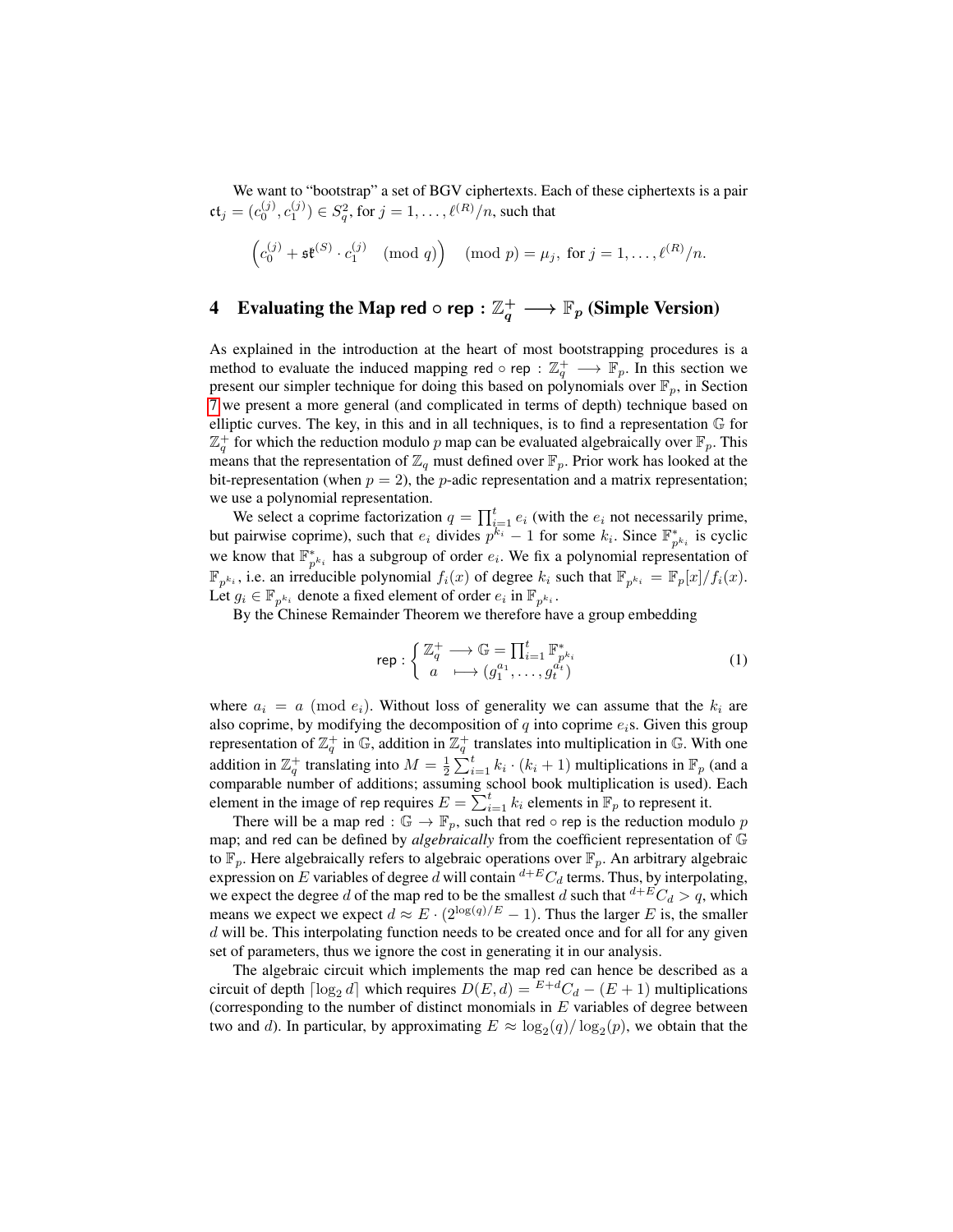We want to "bootstrap" a set of BGV ciphertexts. Each of these ciphertexts is a pair $\mathfrak{ct}_j = (c_0^{(j)}, c_1^{(j)}) \in S_q^2$, for $j = 1, \ldots, \ell^{(R)}/n$, such that

$$\left(c_0^{(j)} + \mathfrak{sk}^{(S)} \cdot c_1^{(j)} \pmod{q}\right) \pmod{p} = \mu_j, \text{ for } j = 1, \ldots, \ell^{(R)}/n.$$

## 4 Evaluating the Map $\mathsf{red} \circ \mathsf{rep} : \mathbb{Z}_q^+ \longrightarrow \mathbb{F}_p$ (Simple Version)

As explained in the introduction at the heart of most bootstrapping procedures is a method to evaluate the induced mapping $\mathsf{red} \circ \mathsf{rep} : \mathbb{Z}_q^+ \longrightarrow \mathbb{F}_p$. In this section we present our simpler technique for doing this based on polynomials over $\mathbb{F}_p$, in Section 7 we present a more general (and complicated in terms of depth) technique based on elliptic curves. The key, in this and in all techniques, is to find a representation $\mathbb{G}$ for $\mathbb{Z}_q^+$ for which the reduction modulo $p$ map can be evaluated algebraically over $\mathbb{F}_p$. This means that the representation of $\mathbb{Z}_q$ must defined over $\mathbb{F}_p$. Prior work has looked at the bit-representation (when $p = 2$), the $p$-adic representation and a matrix representation; we use a polynomial representation.

We select a coprime factorization $q = \prod_{i=1}^t e_i$ (with the $e_i$ not necessarily prime, but pairwise coprime), such that $e_i$ divides $p^{k_i} - 1$ for some $k_i$. Since $\mathbb{F}_{p^{k_i}}^*$ is cyclic we know that $\mathbb{F}_{p^{k_i}}^*$ has a subgroup of order $e_i$. We fix a polynomial representation of $\mathbb{F}_{p^{k_i}}$, i.e. an irreducible polynomial $f_i(x)$ of degree $k_i$ such that $\mathbb{F}_{p^{k_i}} = \mathbb{F}_p[x]/f_i(x)$. Let $g_i \in \mathbb{F}_{p^{k_i}}$ denote a fixed element of order $e_i$ in $\mathbb{F}_{p^{k_i}}$.

By the Chinese Remainder Theorem we therefore have a group embedding

$$\mathsf{rep} : \begin{cases} \mathbb{Z}_q^+ \longrightarrow \mathbb{G} = \prod_{i=1}^t \mathbb{F}_{p^{k_i}}^* \\ \;\; a \;\;\longmapsto (g_1^{a_1}, \ldots, g_t^{a_t}) \end{cases} \tag{1}$$

where $a_i = a \pmod{e_i}$. Without loss of generality we can assume that the $k_i$ are also coprime, by modifying the decomposition of $q$ into coprime $e_i$s. Given this group representation of $\mathbb{Z}_q^+$ in $\mathbb{G}$, addition in $\mathbb{Z}_q^+$ translates into multiplication in $\mathbb{G}$. With one addition in $\mathbb{Z}_q^+$ translating into $M = \frac{1}{2} \sum_{i=1}^t k_i \cdot (k_i + 1)$ multiplications in $\mathbb{F}_p$ (and a comparable number of additions; assuming school book multiplication is used). Each element in the image of rep requires $E = \sum_{i=1}^t k_i$ elements in $\mathbb{F}_p$ to represent it.

There will be a map $\mathsf{red} : \mathbb{G} \to \mathbb{F}_p$, such that $\mathsf{red} \circ \mathsf{rep}$ is the reduction modulo $p$ map; and red can be defined by *algebraically* from the coefficient representation of $\mathbb{G}$ to $\mathbb{F}_p$. Here algebraically refers to algebraic operations over $\mathbb{F}_p$. An arbitrary algebraic expression on $E$ variables of degree $d$ will contain ${}^{d+E}C_d$ terms. Thus, by interpolating, we expect the degree $d$ of the map red to be the smallest $d$ such that ${}^{d+E}C_d > q$, which means we expect we expect $d \approx E \cdot (2^{\log(q)/E} - 1)$. Thus the larger $E$ is, the smaller $d$ will be. This interpolating function needs to be created once and for all for any given set of parameters, thus we ignore the cost in generating it in our analysis.

The algebraic circuit which implements the map red can hence be described as a circuit of depth $\lceil \log_2 d \rceil$ which requires $D(E, d) = {}^{E+d}C_d - (E + 1)$ multiplications (corresponding to the number of distinct monomials in $E$ variables of degree between two and $d$). In particular, by approximating $E \approx \log_2(q)/\log_2(p)$, we obtain that the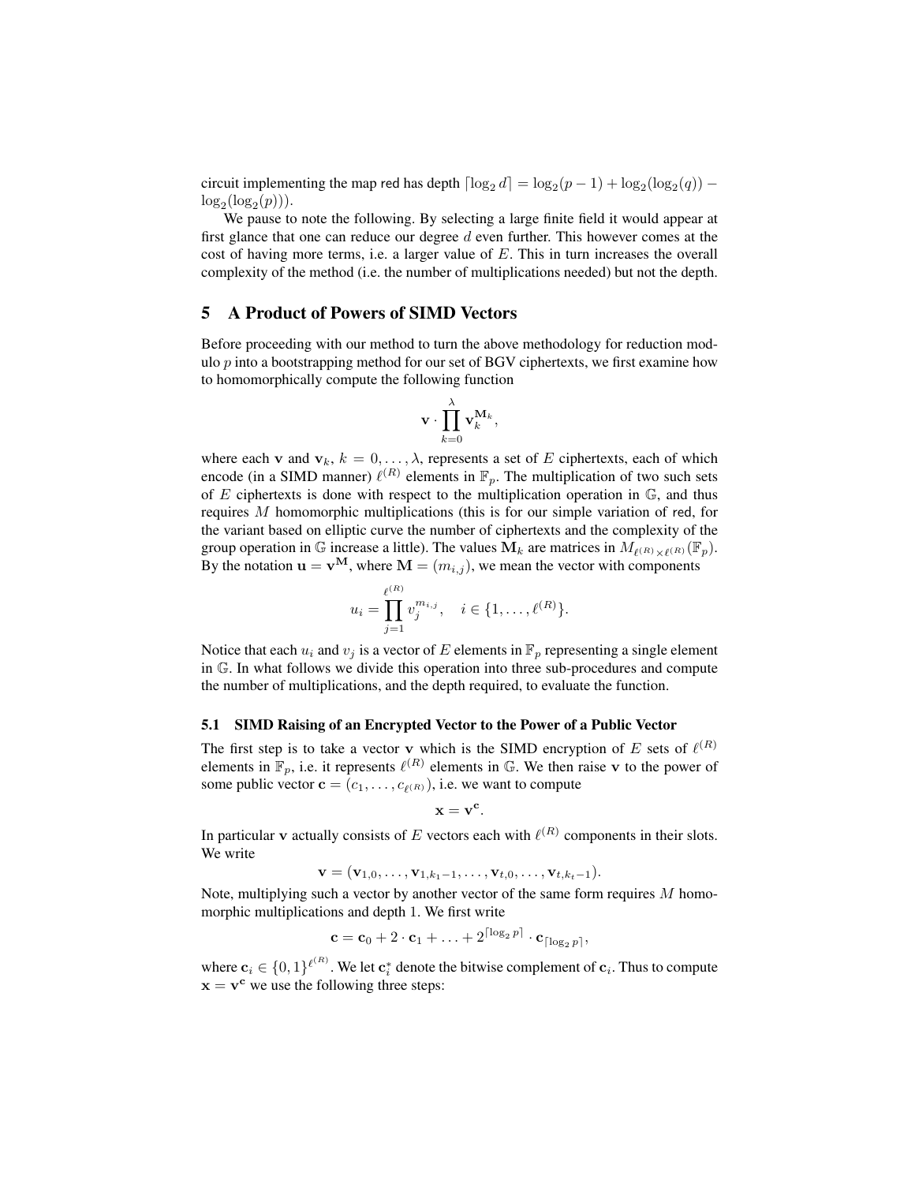circuit implementing the map red has depth $\lceil \log_2 d \rceil = \log_2(p-1) + \log_2(\log_2(q)) - \log_2(\log_2(p)))$.

We pause to note the following. By selecting a large finite field it would appear at first glance that one can reduce our degree $d$ even further. This however comes at the cost of having more terms, i.e. a larger value of $E$. This in turn increases the overall complexity of the method (i.e. the number of multiplications needed) but not the depth.

## 5 A Product of Powers of SIMD Vectors

Before proceeding with our method to turn the above methodology for reduction modulo $p$ into a bootstrapping method for our set of BGV ciphertexts, we first examine how to homomorphically compute the following function

$$\mathbf{v} \cdot \prod_{k=0}^{\lambda} \mathbf{v}_k^{\mathbf{M}_k},$$

where each $\mathbf{v}$ and $\mathbf{v}_k$, $k = 0, \ldots, \lambda$, represents a set of $E$ ciphertexts, each of which encode (in a SIMD manner) $\ell^{(R)}$ elements in $\mathbb{F}_p$. The multiplication of two such sets of $E$ ciphertexts is done with respect to the multiplication operation in $\mathbb{G}$, and thus requires $M$ homomorphic multiplications (this is for our simple variation of red, for the variant based on elliptic curve the number of ciphertexts and the complexity of the group operation in $\mathbb{G}$ increase a little). The values $\mathbf{M}_k$ are matrices in $M_{\ell^{(R)} \times \ell^{(R)}}(\mathbb{F}_p)$. By the notation $\mathbf{u} = \mathbf{v}^{\mathbf{M}}$, where $\mathbf{M} = (m_{i,j})$, we mean the vector with components

$$u_i = \prod_{j=1}^{\ell^{(R)}} v_j^{m_{i,j}}, \quad i \in \{1, \ldots, \ell^{(R)}\}.$$

Notice that each $u_i$ and $v_j$ is a vector of $E$ elements in $\mathbb{F}_p$ representing a single element in $\mathbb{G}$. In what follows we divide this operation into three sub-procedures and compute the number of multiplications, and the depth required, to evaluate the function.

### 5.1 SIMD Raising of an Encrypted Vector to the Power of a Public Vector

The first step is to take a vector $\mathbf{v}$ which is the SIMD encryption of $E$ sets of $\ell^{(R)}$ elements in $\mathbb{F}_p$, i.e. it represents $\ell^{(R)}$ elements in $\mathbb{G}$. We then raise $\mathbf{v}$ to the power of some public vector $\mathbf{c} = (c_1, \ldots, c_{\ell^{(R)}})$, i.e. we want to compute

$$\mathbf{x} = \mathbf{v}^{\mathbf{c}}.$$

In particular $\mathbf{v}$ actually consists of $E$ vectors each with $\ell^{(R)}$ components in their slots. We write

$$\mathbf{v} = (\mathbf{v}_{1,0}, \ldots, \mathbf{v}_{1,k_1-1}, \ldots, \mathbf{v}_{t,0}, \ldots, \mathbf{v}_{t,k_t-1}).$$

Note, multiplying such a vector by another vector of the same form requires $M$ homomorphic multiplications and depth 1. We first write

$$\mathbf{c} = \mathbf{c}_0 + 2 \cdot \mathbf{c}_1 + \ldots + 2^{\lceil \log_2 p \rceil} \cdot \mathbf{c}_{\lceil \log_2 p \rceil},$$

where $\mathbf{c}_i \in \{0,1\}^{\ell^{(R)}}$. We let $\mathbf{c}_i^*$ denote the bitwise complement of $\mathbf{c}_i$. Thus to compute $\mathbf{x} = \mathbf{v}^{\mathbf{c}}$ we use the following three steps: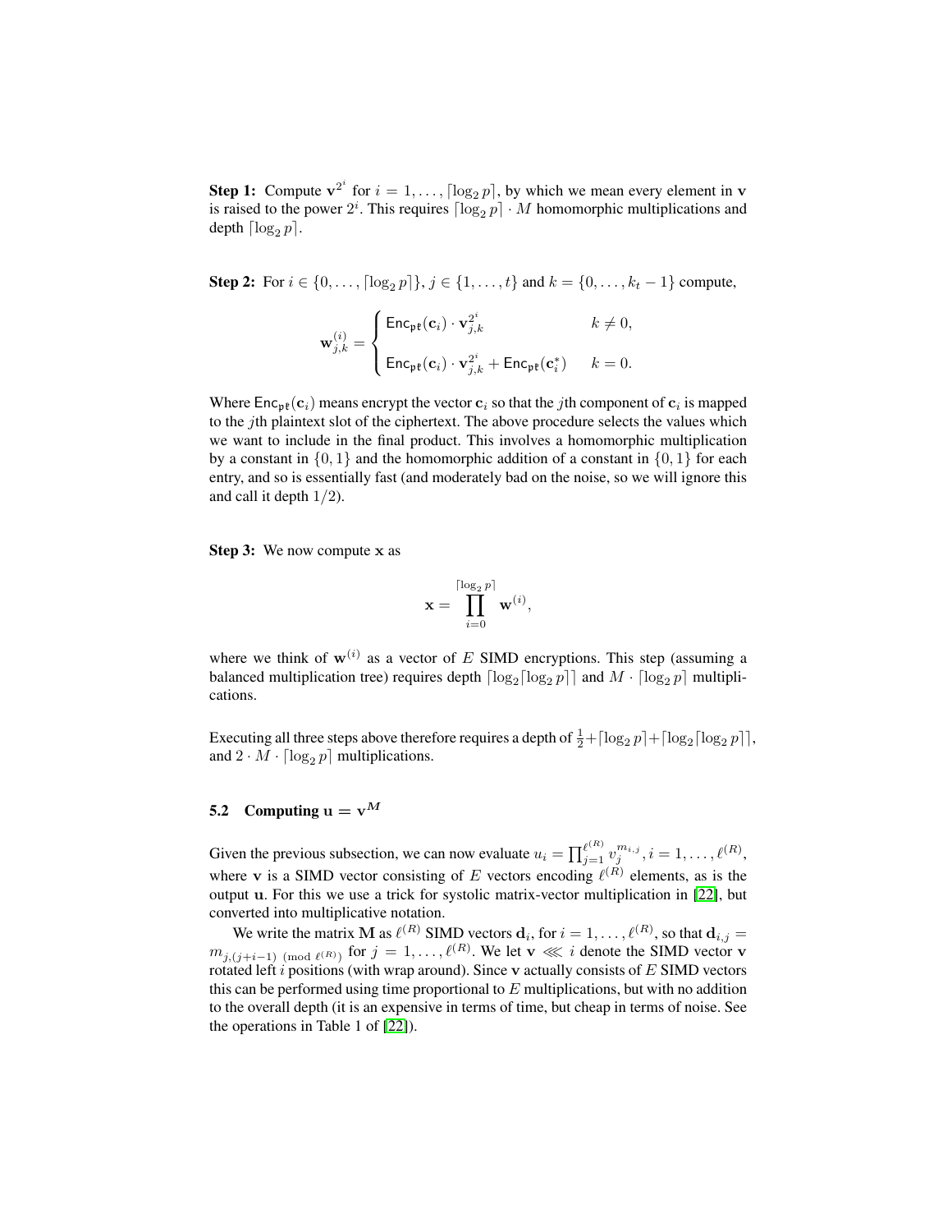**Step 1:** Compute $\mathbf{v}^{2^i}$ for $i = 1, \ldots, \lceil \log_2 p \rceil$, by which we mean every element in $\mathbf{v}$ is raised to the power $2^i$. This requires $\lceil \log_2 p \rceil \cdot M$ homomorphic multiplications and depth $\lceil \log_2 p \rceil$.

**Step 2:** For $i \in \{0, \ldots, \lceil \log_2 p \rceil\}$, $j \in \{1, \ldots, t\}$ and $k = \{0, \ldots, k_t - 1\}$ compute,

$$\mathbf{w}_{j,k}^{(i)} = \begin{cases} \mathsf{Enc}_{\mathfrak{pk}}(\mathbf{c}_i) \cdot \mathbf{v}_{j,k}^{2^i} & k \neq 0, \\ \mathsf{Enc}_{\mathfrak{pk}}(\mathbf{c}_i) \cdot \mathbf{v}_{j,k}^{2^i} + \mathsf{Enc}_{\mathfrak{pk}}(\mathbf{c}_i^*) & k = 0. \end{cases}$$

Where $\mathsf{Enc}_{\mathfrak{pk}}(\mathbf{c}_i)$ means encrypt the vector $\mathbf{c}_i$ so that the $j$th component of $\mathbf{c}_i$ is mapped to the $j$th plaintext slot of the ciphertext. The above procedure selects the values which we want to include in the final product. This involves a homomorphic multiplication by a constant in $\{0, 1\}$ and the homomorphic addition of a constant in $\{0, 1\}$ for each entry, and so is essentially fast (and moderately bad on the noise, so we will ignore this and call it depth $1/2$).

**Step 3:** We now compute $\mathbf{x}$ as

$$\mathbf{x} = \prod_{i=0}^{\lceil \log_2 p \rceil} \mathbf{w}^{(i)},$$

where we think of $\mathbf{w}^{(i)}$ as a vector of $E$ SIMD encryptions. This step (assuming a balanced multiplication tree) requires depth $\lceil \log_2 \lceil \log_2 p \rceil \rceil$ and $M \cdot \lceil \log_2 p \rceil$ multiplications.

Executing all three steps above therefore requires a depth of $\frac{1}{2} + \lceil \log_2 p \rceil + \lceil \log_2 \lceil \log_2 p \rceil \rceil$, and $2 \cdot M \cdot \lceil \log_2 p \rceil$ multiplications.

### 5.2 Computing $\mathbf{u} = \mathbf{v}^{\mathbf{M}}$

Given the previous subsection, we can now evaluate $u_i = \prod_{j=1}^{\ell^{(R)}} v_j^{m_{i,j}}, i = 1, \ldots, \ell^{(R)}$, where $\mathbf{v}$ is a SIMD vector consisting of $E$ vectors encoding $\ell^{(R)}$ elements, as is the output $\mathbf{u}$. For this we use a trick for systolic matrix-vector multiplication in [22], but converted into multiplicative notation.

We write the matrix $\mathbf{M}$ as $\ell^{(R)}$ SIMD vectors $\mathbf{d}_i$, for $i = 1, \ldots, \ell^{(R)}$, so that $\mathbf{d}_{i,j} = m_{j,(j+i-1) \pmod{\ell^{(R)}}}$ for $j = 1, \ldots, \ell^{(R)}$. We let $\mathbf{v} \lll i$ denote the SIMD vector $\mathbf{v}$ rotated left $i$ positions (with wrap around). Since $\mathbf{v}$ actually consists of $E$ SIMD vectors this can be performed using time proportional to $E$ multiplications, but with no addition to the overall depth (it is an expensive in terms of time, but cheap in terms of noise. See the operations in Table 1 of [22]).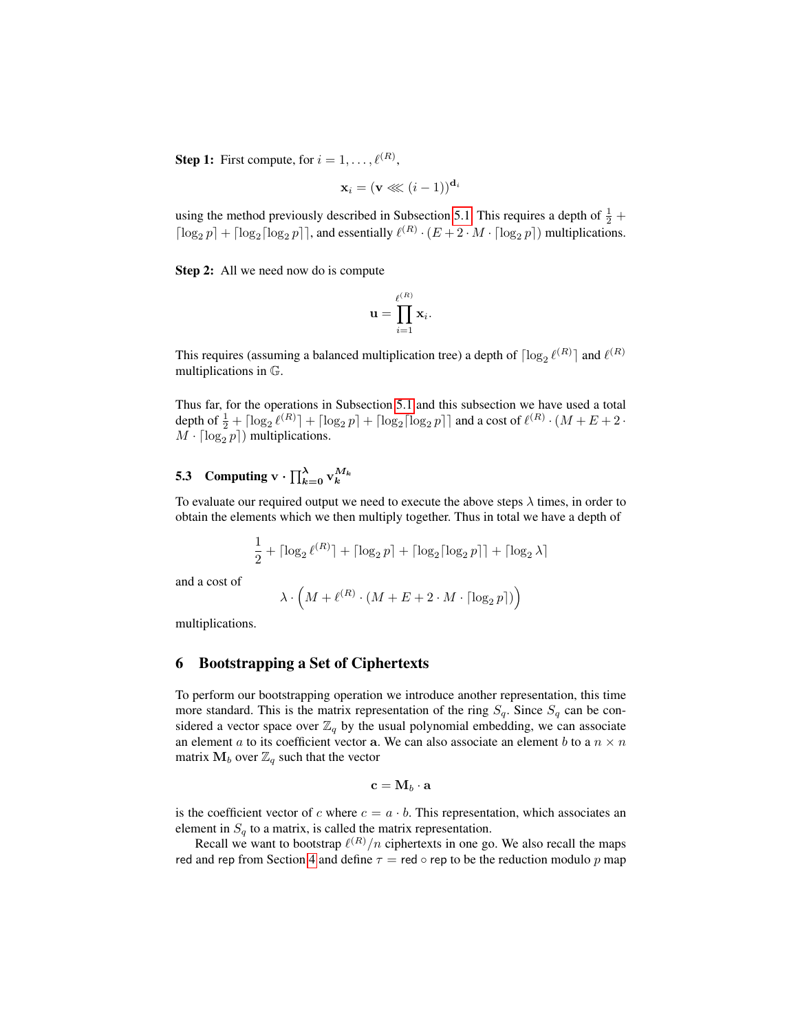**Step 1:** First compute, for $i = 1, \ldots, \ell^{(R)}$,

$$\mathbf{x}_i = (\mathbf{v} \lll (i-1))^{\mathbf{d}_i}$$

using the method previously described in Subsection 5.1. This requires a depth of $\frac{1}{2} + \lceil \log_2 p \rceil + \lceil \log_2 \lceil \log_2 p \rceil \rceil$, and essentially $\ell^{(R)} \cdot (E + 2 \cdot M \cdot \lceil \log_2 p \rceil)$ multiplications.

**Step 2:** All we need now do is compute

$$\mathbf{u} = \prod_{i=1}^{\ell^{(R)}} \mathbf{x}_i.$$

This requires (assuming a balanced multiplication tree) a depth of $\lceil \log_2 \ell^{(R)} \rceil$ and $\ell^{(R)}$ multiplications in $\mathbb{G}$.

Thus far, for the operations in Subsection 5.1 and this subsection we have used a total depth of $\frac{1}{2} + \lceil \log_2 \ell^{(R)} \rceil + \lceil \log_2 p \rceil + \lceil \log_2 \lceil \log_2 p \rceil \rceil$ and a cost of $\ell^{(R)} \cdot (M + E + 2 \cdot M \cdot \lceil \log_2 p \rceil)$ multiplications.

### 5.3 Computing $\mathbf{v} \cdot \prod_{k=0}^{\lambda} \mathbf{v}_k^{M_k}$

To evaluate our required output we need to execute the above steps $\lambda$ times, in order to obtain the elements which we then multiply together. Thus in total we have a depth of

$$\frac{1}{2} + \lceil \log_2 \ell^{(R)} \rceil + \lceil \log_2 p \rceil + \lceil \log_2 \lceil \log_2 p \rceil \rceil + \lceil \log_2 \lambda \rceil$$

and a cost of

$$\lambda \cdot \left( M + \ell^{(R)} \cdot (M + E + 2 \cdot M \cdot \lceil \log_2 p \rceil) \right)$$

multiplications.

## 6 Bootstrapping a Set of Ciphertexts

To perform our bootstrapping operation we introduce another representation, this time more standard. This is the matrix representation of the ring $S_q$. Since $S_q$ can be considered a vector space over $\mathbb{Z}_q$ by the usual polynomial embedding, we can associate an element $a$ to its coefficient vector $\mathbf{a}$. We can also associate an element $b$ to a $n \times n$ matrix $\mathbf{M}_b$ over $\mathbb{Z}_q$ such that the vector

$$\mathbf{c} = \mathbf{M}_b \cdot \mathbf{a}$$

is the coefficient vector of $c$ where $c = a \cdot b$. This representation, which associates an element in $S_q$ to a matrix, is called the matrix representation.

Recall we want to bootstrap $\ell^{(R)}/n$ ciphertexts in one go. We also recall the maps red and rep from Section 4 and define $\tau = \mathsf{red} \circ \mathsf{rep}$ to be the reduction modulo $p$ map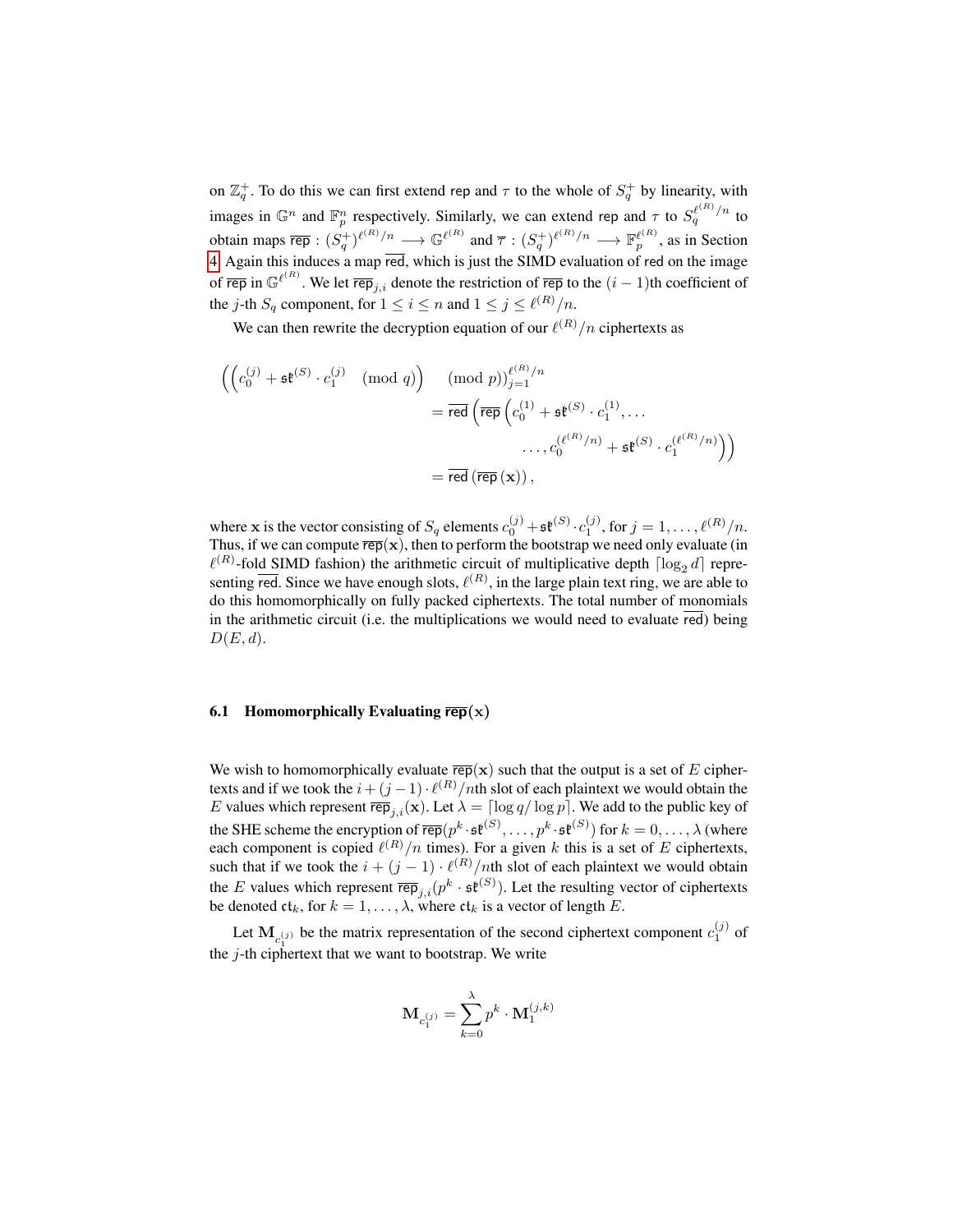on $\mathbb{Z}_q^+$. To do this we can first extend $\mathsf{rep}$ and $\tau$ to the whole of $S_q^+$ by linearity, with images in $\mathbb{G}^n$ and $\mathbb{F}_p^n$ respectively. Similarly, we can extend $\mathsf{rep}$ and $\tau$ to $S_q^{\ell^{(R)}/n}$ to obtain maps $\overline{\mathsf{rep}} : (S_q^+)^{\ell^{(R)}/n} \longrightarrow \mathbb{G}^{\ell^{(R)}}$ and $\overline{\tau} : (S_q^+)^{\ell^{(R)}/n} \longrightarrow \mathbb{F}_p^{\ell^{(R)}}$, as in Section 4. Again this induces a map $\overline{\mathsf{red}}$, which is just the SIMD evaluation of $\mathsf{red}$ on the image of $\overline{\mathsf{rep}}$ in $\mathbb{G}^{\ell^{(R)}}$. We let $\overline{\mathsf{rep}}_{j,i}$ denote the restriction of $\overline{\mathsf{rep}}$ to the $(i-1)$th coefficient of the $j$-th $S_q$ component, for $1 \le i \le n$ and $1 \le j \le \ell^{(R)}/n$.

We can then rewrite the decryption equation of our $\ell^{(R)}/n$ ciphertexts as

$$
\begin{aligned}
\left(\left(c_0^{(j)} + \mathfrak{sk}^{(S)} \cdot c_1^{(j)} \pmod q\right) \pmod p\right)_{j=1}^{\ell^{(R)}/n} &= \overline{\mathsf{red}}\left(\overline{\mathsf{rep}}\left(c_0^{(1)} + \mathfrak{sk}^{(S)} \cdot c_1^{(1)}, \ldots \right.\right.\\
&\qquad\qquad \left.\left. \ldots, c_0^{(\ell^{(R)}/n)} + \mathfrak{sk}^{(S)} \cdot c_1^{(\ell^{(R)}/n)}\right)\right)\\
&= \overline{\mathsf{red}}\left(\overline{\mathsf{rep}}\left(\mathbf{x}\right)\right),
\end{aligned}
$$

where $\mathbf{x}$ is the vector consisting of $S_q$ elements $c_0^{(j)} + \mathfrak{sk}^{(S)} \cdot c_1^{(j)}$, for $j = 1, \ldots, \ell^{(R)}/n$. Thus, if we can compute $\overline{\mathsf{rep}}(\mathbf{x})$, then to perform the bootstrap we need only evaluate (in $\ell^{(R)}$-fold SIMD fashion) the arithmetic circuit of multiplicative depth $\lceil \log_2 d \rceil$ representing $\overline{\mathsf{red}}$. Since we have enough slots, $\ell^{(R)}$, in the large plain text ring, we are able to do this homomorphically on fully packed ciphertexts. The total number of monomials in the arithmetic circuit (i.e. the multiplications we would need to evaluate $\overline{\mathsf{red}}$) being $D(E, d)$.

### 6.1 Homomorphically Evaluating $\overline{\mathsf{rep}}(\mathbf{x})$

We wish to homomorphically evaluate $\overline{\mathsf{rep}}(\mathbf{x})$ such that the output is a set of $E$ ciphertexts and if we took the $i + (j-1) \cdot \ell^{(R)}/n$th slot of each plaintext we would obtain the $E$ values which represent $\overline{\mathsf{rep}}_{j,i}(\mathbf{x})$. Let $\lambda = \lceil \log q / \log p \rceil$. We add to the public key of the SHE scheme the encryption of $\overline{\mathsf{rep}}(p^k \cdot \mathfrak{sk}^{(S)}, \ldots, p^k \cdot \mathfrak{sk}^{(S)})$ for $k = 0, \ldots, \lambda$ (where each component is copied $\ell^{(R)}/n$ times). For a given $k$ this is a set of $E$ ciphertexts, such that if we took the $i + (j-1) \cdot \ell^{(R)}/n$th slot of each plaintext we would obtain the $E$ values which represent $\overline{\mathsf{rep}}_{j,i}(p^k \cdot \mathfrak{sk}^{(S)})$. Let the resulting vector of ciphertexts be denoted $\mathfrak{ct}_k$, for $k = 1, \ldots, \lambda$, where $\mathfrak{ct}_k$ is a vector of length $E$.

Let $\mathbf{M}_{c_1^{(j)}}$ be the matrix representation of the second ciphertext component $c_1^{(j)}$ of the $j$-th ciphertext that we want to bootstrap. We write

$$
\mathbf{M}_{c_1^{(j)}} = \sum_{k=0}^{\lambda} p^k \cdot \mathbf{M}_1^{(j,k)}
$$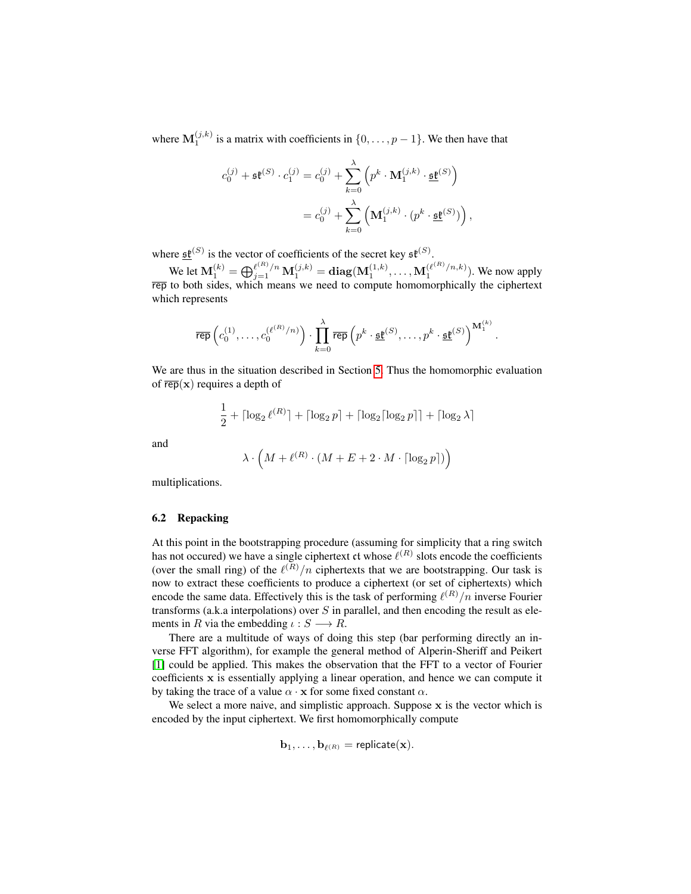where $\mathbf{M}_1^{(j,k)}$ is a matrix with coefficients in $\{0, \ldots, p-1\}$. We then have that

$$
\begin{aligned}
c_0^{(j)} + \mathfrak{sk}^{(S)} \cdot c_1^{(j)} &= c_0^{(j)} + \sum_{k=0}^{\lambda} \left( p^k \cdot \mathbf{M}_1^{(j,k)} \cdot \underline{\mathfrak{sk}}^{(S)} \right) \\
&= c_0^{(j)} + \sum_{k=0}^{\lambda} \left( \mathbf{M}_1^{(j,k)} \cdot (p^k \cdot \underline{\mathfrak{sk}}^{(S)}) \right),
\end{aligned}
$$

where $\underline{\mathfrak{sk}}^{(S)}$ is the vector of coefficients of the secret key $\mathfrak{sk}^{(S)}$.

We let $\mathbf{M}_1^{(k)} = \bigoplus_{j=1}^{\ell^{(R)}/n} \mathbf{M}_1^{(j,k)} = \mathbf{diag}(\mathbf{M}_1^{(1,k)}, \ldots, \mathbf{M}_1^{(\ell^{(R)}/n,k)})$. We now apply $\overline{\mathsf{rep}}$ to both sides, which means we need to compute homomorphically the ciphertext which represents

$$
\overline{\mathsf{rep}}\left(c_0^{(1)}, \ldots, c_0^{(\ell^{(R)}/n)}\right) \cdot \prod_{k=0}^{\lambda} \overline{\mathsf{rep}}\left(p^k \cdot \underline{\mathfrak{sk}}^{(S)}, \ldots, p^k \cdot \underline{\mathfrak{sk}}^{(S)}\right)^{\mathbf{M}_1^{(k)}}.
$$

We are thus in the situation described in Section 5. Thus the homomorphic evaluation of $\overline{\mathsf{rep}}(\mathbf{x})$ requires a depth of

$$
\frac{1}{2} + \lceil \log_2 \ell^{(R)} \rceil + \lceil \log_2 p \rceil + \lceil \log_2 \lceil \log_2 p \rceil \rceil + \lceil \log_2 \lambda \rceil
$$

and

$$
\lambda \cdot \left( M + \ell^{(R)} \cdot (M + E + 2 \cdot M \cdot \lceil \log_2 p \rceil) \right)
$$

multiplications.

### 6.2 Repacking

At this point in the bootstrapping procedure (assuming for simplicity that a ring switch has not occured) we have a single ciphertext $\mathfrak{ct}$ whose $\ell^{(R)}$ slots encode the coefficients (over the small ring) of the $\ell^{(R)}/n$ ciphertexts that we are bootstrapping. Our task is now to extract these coefficients to produce a ciphertext (or set of ciphertexts) which encode the same data. Effectively this is the task of performing $\ell^{(R)}/n$ inverse Fourier transforms (a.k.a interpolations) over $S$ in parallel, and then encoding the result as elements in $R$ via the embedding $\iota : S \longrightarrow R$.

There are a multitude of ways of doing this step (bar performing directly an inverse FFT algorithm), for example the general method of Alperin-Sheriff and Peikert [1] could be applied. This makes the observation that the FFT to a vector of Fourier coefficients $\mathbf{x}$ is essentially applying a linear operation, and hence we can compute it by taking the trace of a value $\alpha \cdot \mathbf{x}$ for some fixed constant $\alpha$.

We select a more naive, and simplistic approach. Suppose $\mathbf{x}$ is the vector which is encoded by the input ciphertext. We first homomorphically compute

$$
\mathbf{b}_1, \ldots, \mathbf{b}_{\ell^{(R)}} = \mathsf{replicate}(\mathbf{x}).
$$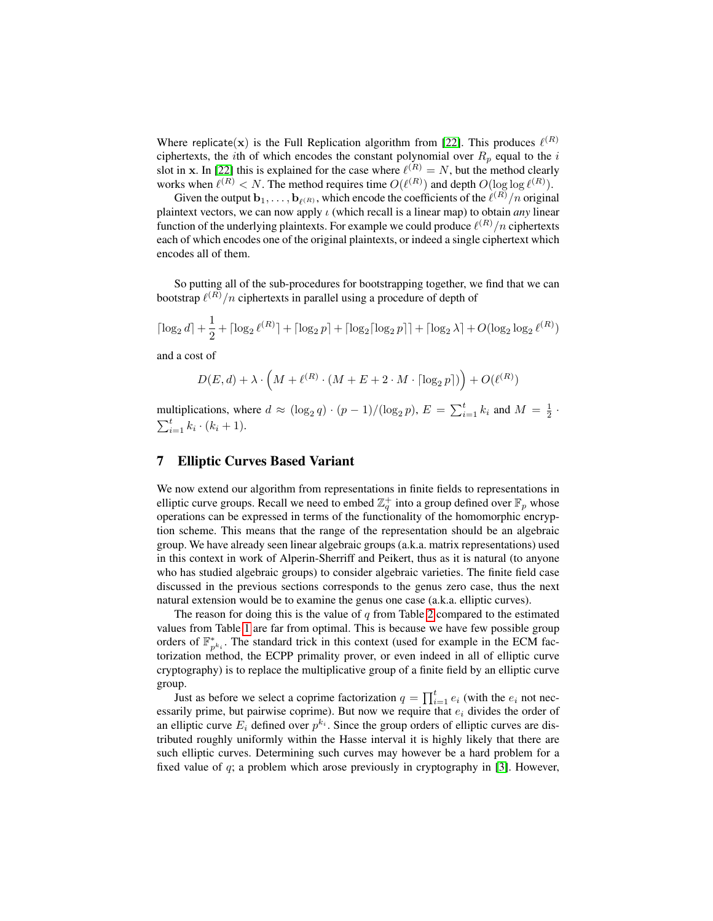Where $\mathsf{replicate}(\mathbf{x})$ is the Full Replication algorithm from [22]. This produces $\ell^{(R)}$ ciphertexts, the $i$th of which encodes the constant polynomial over $R_p$ equal to the $i$ slot in $\mathbf{x}$. In [22] this is explained for the case where $\ell^{(R)} = N$, but the method clearly works when $\ell^{(R)} < N$. The method requires time $O(\ell^{(R)})$ and depth $O(\log \log \ell^{(R)})$.

Given the output $\mathbf{b}_1, \ldots, \mathbf{b}_{\ell^{(R)}}$, which encode the coefficients of the $\ell^{(R)}/n$ original plaintext vectors, we can now apply $\iota$ (which recall is a linear map) to obtain *any* linear function of the underlying plaintexts. For example we could produce $\ell^{(R)}/n$ ciphertexts each of which encodes one of the original plaintexts, or indeed a single ciphertext which encodes all of them.

So putting all of the sub-procedures for bootstrapping together, we find that we can bootstrap $\ell^{(R)}/n$ ciphertexts in parallel using a procedure of depth of

$$\lceil \log_2 d \rceil + \frac{1}{2} + \lceil \log_2 \ell^{(R)} \rceil + \lceil \log_2 p \rceil + \lceil \log_2 \lceil \log_2 p \rceil \rceil + \lceil \log_2 \lambda \rceil + O(\log_2 \log_2 \ell^{(R)})$$

and a cost of

$$D(E, d) + \lambda \cdot \Big( M + \ell^{(R)} \cdot (M + E + 2 \cdot M \cdot \lceil \log_2 p \rceil) \Big) + O(\ell^{(R)})$$

multiplications, where $d \approx (\log_2 q) \cdot (p-1)/(\log_2 p)$, $E = \sum_{i=1}^{t} k_i$ and $M = \frac{1}{2} \cdot \sum_{i=1}^{t} k_i \cdot (k_i + 1)$.

## 7 Elliptic Curves Based Variant

We now extend our algorithm from representations in finite fields to representations in elliptic curve groups. Recall we need to embed $\mathbb{Z}_q^+$ into a group defined over $\mathbb{F}_p$ whose operations can be expressed in terms of the functionality of the homomorphic encryption scheme. This means that the range of the representation should be an algebraic group. We have already seen linear algebraic groups (a.k.a. matrix representations) used in this context in work of Alperin-Sherriff and Peikert, thus as it is natural (to anyone who has studied algebraic groups) to consider algebraic varieties. The finite field case discussed in the previous sections corresponds to the genus zero case, thus the next natural extension would be to examine the genus one case (a.k.a. elliptic curves).

The reason for doing this is the value of $q$ from Table 2 compared to the estimated values from Table 1 are far from optimal. This is because we have few possible group orders of $\mathbb{F}_{p^{k_i}}^*$. The standard trick in this context (used for example in the ECM factorization method, the ECPP primality prover, or even indeed in all of elliptic curve cryptography) is to replace the multiplicative group of a finite field by an elliptic curve group.

Just as before we select a coprime factorization $q = \prod_{i=1}^{t} e_i$ (with the $e_i$ not necessarily prime, but pairwise coprime). But now we require that $e_i$ divides the order of an elliptic curve $E_i$ defined over $p^{k_i}$. Since the group orders of elliptic curves are distributed roughly uniformly within the Hasse interval it is highly likely that there are such elliptic curves. Determining such curves may however be a hard problem for a fixed value of $q$; a problem which arose previously in cryptography in [3]. However,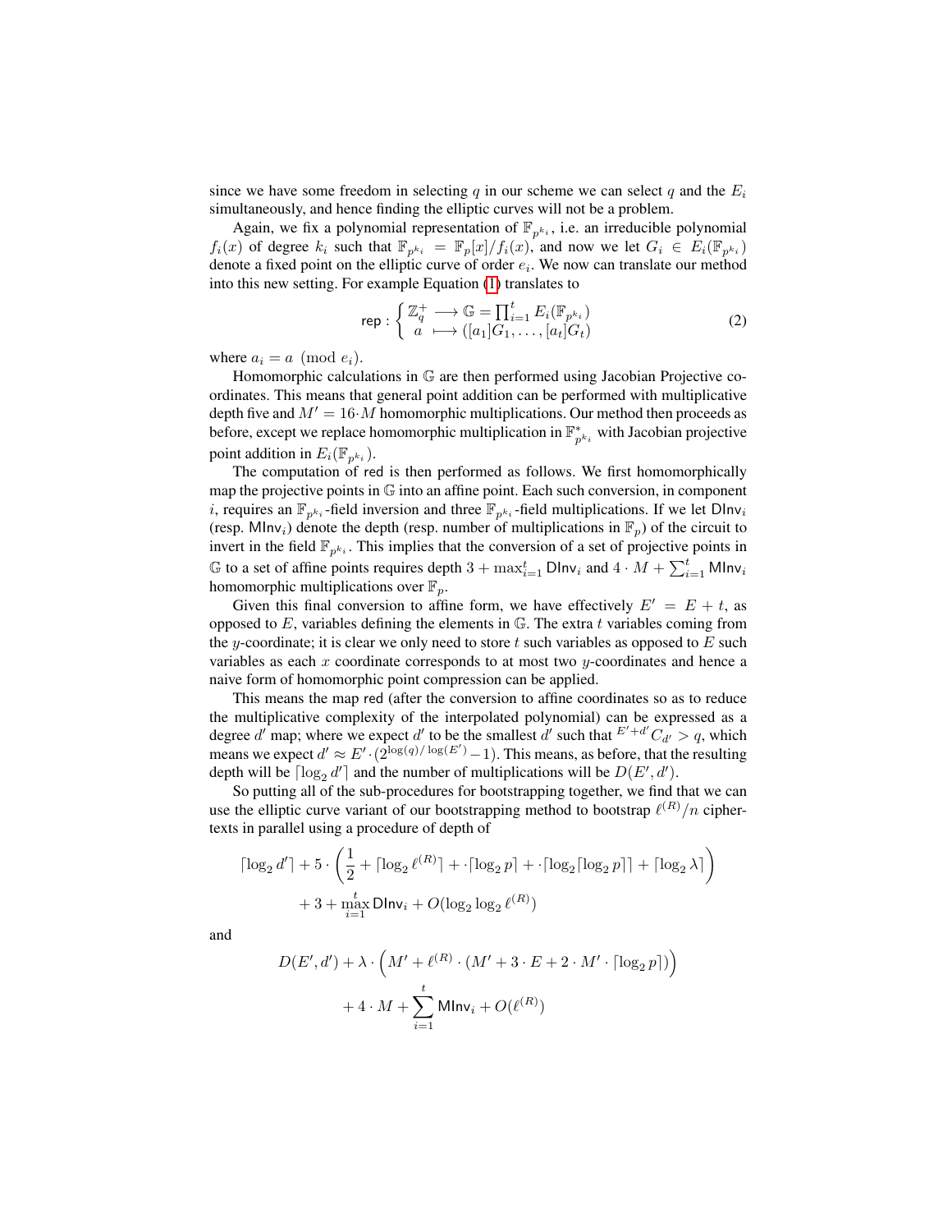since we have some freedom in selecting $q$ in our scheme we can select $q$ and the $E_i$ simultaneously, and hence finding the elliptic curves will not be a problem.

Again, we fix a polynomial representation of $\mathbb{F}_{p^{k_i}}$, i.e. an irreducible polynomial $f_i(x)$ of degree $k_i$ such that $\mathbb{F}_{p^{k_i}} = \mathbb{F}_p[x]/f_i(x)$, and now we let $G_i \in E_i(\mathbb{F}_{p^{k_i}})$ denote a fixed point on the elliptic curve of order $e_i$. We now can translate our method into this new setting. For example Equation (1) translates to

$$\mathsf{rep} : \left\{ \begin{array}{l} \mathbb{Z}_q^+ \longrightarrow \mathbb{G} = \prod_{i=1}^t E_i(\mathbb{F}_{p^{k_i}}) \\ a \longmapsto ([a_1]G_1, \ldots, [a_t]G_t) \end{array} \right. \tag{2}$$

where $a_i = a \pmod{e_i}$.

Homomorphic calculations in $\mathbb{G}$ are then performed using Jacobian Projective coordinates. This means that general point addition can be performed with multiplicative depth five and $M' = 16 \cdot M$ homomorphic multiplications. Our method then proceeds as before, except we replace homomorphic multiplication in $\mathbb{F}^*_{p^{k_i}}$ with Jacobian projective point addition in $E_i(\mathbb{F}_{p^{k_i}})$.

The computation of red is then performed as follows. We first homomorphically map the projective points in $\mathbb{G}$ into an affine point. Each such conversion, in component $i$, requires an $\mathbb{F}_{p^{k_i}}$-field inversion and three $\mathbb{F}_{p^{k_i}}$-field multiplications. If we let $\mathsf{DInv}_i$ (resp. $\mathsf{MInv}_i$) denote the depth (resp. number of multiplications in $\mathbb{F}_p$) of the circuit to invert in the field $\mathbb{F}_{p^{k_i}}$. This implies that the conversion of a set of projective points in $\mathbb{G}$ to a set of affine points requires depth $3 + \max_{i=1}^t \mathsf{DInv}_i$ and $4 \cdot M + \sum_{i=1}^t \mathsf{MInv}_i$ homomorphic multiplications over $\mathbb{F}_p$.

Given this final conversion to affine form, we have effectively $E' = E + t$, as opposed to $E$, variables defining the elements in $\mathbb{G}$. The extra $t$ variables coming from the $y$-coordinate; it is clear we only need to store $t$ such variables as opposed to $E$ such variables as each $x$ coordinate corresponds to at most two $y$-coordinates and hence a naive form of homomorphic point compression can be applied.

This means the map red (after the conversion to affine coordinates so as to reduce the multiplicative complexity of the interpolated polynomial) can be expressed as a degree $d'$ map; where we expect $d'$ to be the smallest $d'$ such that ${}^{E'+d'}C_{d'} > q$, which means we expect $d' \approx E' \cdot (2^{\log(q)/\log(E')} - 1)$. This means, as before, that the resulting depth will be $\lceil \log_2 d' \rceil$ and the number of multiplications will be $D(E', d')$.

So putting all of the sub-procedures for bootstrapping together, we find that we can use the elliptic curve variant of our bootstrapping method to bootstrap $\ell^{(R)}/n$ ciphertexts in parallel using a procedure of depth of

$$\lceil \log_2 d' \rceil + 5 \cdot \left( \frac{1}{2} + \lceil \log_2 \ell^{(R)} \rceil + \cdot \lceil \log_2 p \rceil + \cdot \lceil \log_2 \lceil \log_2 p \rceil \rceil + \lceil \log_2 \lambda \rceil \right)$$
$$+ 3 + \max_{i=1}^t \mathsf{DInv}_i + O(\log_2 \log_2 \ell^{(R)})$$

and

$$D(E', d') + \lambda \cdot \left( M' + \ell^{(R)} \cdot (M' + 3 \cdot E + 2 \cdot M' \cdot \lceil \log_2 p \rceil) \right)$$
$$+ 4 \cdot M + \sum_{i=1}^t \mathsf{MInv}_i + O(\ell^{(R)})$$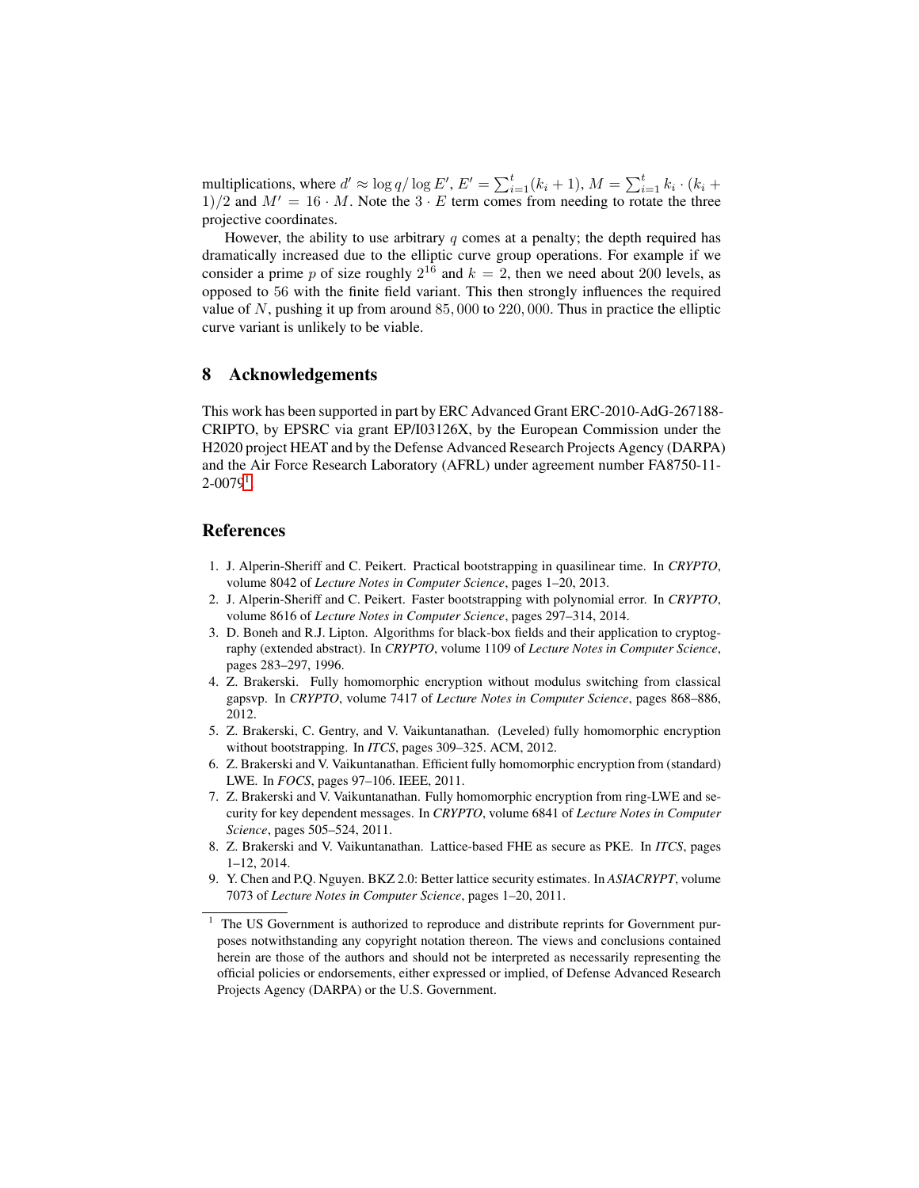multiplications, where $d' \approx \log q / \log E'$, $E' = \sum_{i=1}^{t}(k_i + 1)$, $M = \sum_{i=1}^{t} k_i \cdot (k_i + 1)/2$ and $M' = 16 \cdot M$. Note the $3 \cdot E$ term comes from needing to rotate the three projective coordinates.

However, the ability to use arbitrary $q$ comes at a penalty; the depth required has dramatically increased due to the elliptic curve group operations. For example if we consider a prime $p$ of size roughly $2^{16}$ and $k = 2$, then we need about 200 levels, as opposed to 56 with the finite field variant. This then strongly influences the required value of $N$, pushing it up from around 85,000 to 220,000. Thus in practice the elliptic curve variant is unlikely to be viable.

## 8 Acknowledgements

This work has been supported in part by ERC Advanced Grant ERC-2010-AdG-267188-CRIPTO, by EPSRC via grant EP/I03126X, by the European Commission under the H2020 project HEAT and by the Defense Advanced Research Projects Agency (DARPA) and the Air Force Research Laboratory (AFRL) under agreement number FA8750-11-2-0079[1].

## References

1. J. Alperin-Sheriff and C. Peikert. Practical bootstrapping in quasilinear time. In *CRYPTO*, volume 8042 of *Lecture Notes in Computer Science*, pages 1–20, 2013.
2. J. Alperin-Sheriff and C. Peikert. Faster bootstrapping with polynomial error. In *CRYPTO*, volume 8616 of *Lecture Notes in Computer Science*, pages 297–314, 2014.
3. D. Boneh and R.J. Lipton. Algorithms for black-box fields and their application to cryptography (extended abstract). In *CRYPTO*, volume 1109 of *Lecture Notes in Computer Science*, pages 283–297, 1996.
4. Z. Brakerski. Fully homomorphic encryption without modulus switching from classical gapsvp. In *CRYPTO*, volume 7417 of *Lecture Notes in Computer Science*, pages 868–886, 2012.
5. Z. Brakerski, C. Gentry, and V. Vaikuntanathan. (Leveled) fully homomorphic encryption without bootstrapping. In *ITCS*, pages 309–325. ACM, 2012.
6. Z. Brakerski and V. Vaikuntanathan. Efficient fully homomorphic encryption from (standard) LWE. In *FOCS*, pages 97–106. IEEE, 2011.
7. Z. Brakerski and V. Vaikuntanathan. Fully homomorphic encryption from ring-LWE and security for key dependent messages. In *CRYPTO*, volume 6841 of *Lecture Notes in Computer Science*, pages 505–524, 2011.
8. Z. Brakerski and V. Vaikuntanathan. Lattice-based FHE as secure as PKE. In *ITCS*, pages 1–12, 2014.
9. Y. Chen and P.Q. Nguyen. BKZ 2.0: Better lattice security estimates. In *ASIACRYPT*, volume 7073 of *Lecture Notes in Computer Science*, pages 1–20, 2011.

[1] The US Government is authorized to reproduce and distribute reprints for Government purposes notwithstanding any copyright notation thereon. The views and conclusions contained herein are those of the authors and should not be interpreted as necessarily representing the official policies or endorsements, either expressed or implied, of Defense Advanced Research Projects Agency (DARPA) or the U.S. Government.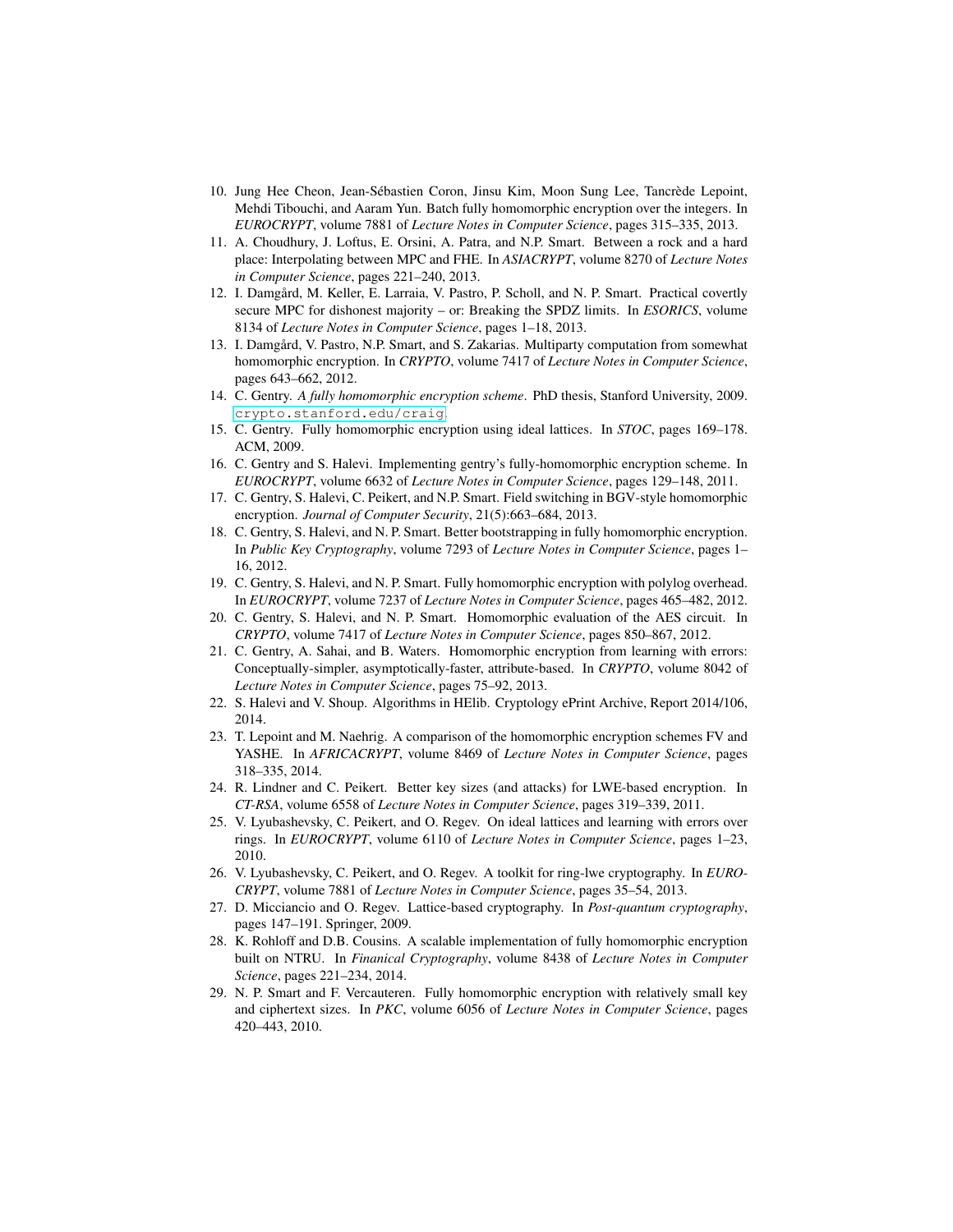10. Jung Hee Cheon, Jean-Sébastien Coron, Jinsu Kim, Moon Sung Lee, Tancrède Lepoint, Mehdi Tibouchi, and Aaram Yun. Batch fully homomorphic encryption over the integers. In *EUROCRYPT*, volume 7881 of *Lecture Notes in Computer Science*, pages 315–335, 2013.
11. A. Choudhury, J. Loftus, E. Orsini, A. Patra, and N.P. Smart. Between a rock and a hard place: Interpolating between MPC and FHE. In *ASIACRYPT*, volume 8270 of *Lecture Notes in Computer Science*, pages 221–240, 2013.
12. I. Damgård, M. Keller, E. Larraia, V. Pastro, P. Scholl, and N. P. Smart. Practical covertly secure MPC for dishonest majority – or: Breaking the SPDZ limits. In *ESORICS*, volume 8134 of *Lecture Notes in Computer Science*, pages 1–18, 2013.
13. I. Damgård, V. Pastro, N.P. Smart, and S. Zakarias. Multiparty computation from somewhat homomorphic encryption. In *CRYPTO*, volume 7417 of *Lecture Notes in Computer Science*, pages 643–662, 2012.
14. C. Gentry. *A fully homomorphic encryption scheme*. PhD thesis, Stanford University, 2009. `crypto.stanford.edu/craig`.
15. C. Gentry. Fully homomorphic encryption using ideal lattices. In *STOC*, pages 169–178. ACM, 2009.
16. C. Gentry and S. Halevi. Implementing gentry's fully-homomorphic encryption scheme. In *EUROCRYPT*, volume 6632 of *Lecture Notes in Computer Science*, pages 129–148, 2011.
17. C. Gentry, S. Halevi, C. Peikert, and N.P. Smart. Field switching in BGV-style homomorphic encryption. *Journal of Computer Security*, 21(5):663–684, 2013.
18. C. Gentry, S. Halevi, and N. P. Smart. Better bootstrapping in fully homomorphic encryption. In *Public Key Cryptography*, volume 7293 of *Lecture Notes in Computer Science*, pages 1–16, 2012.
19. C. Gentry, S. Halevi, and N. P. Smart. Fully homomorphic encryption with polylog overhead. In *EUROCRYPT*, volume 7237 of *Lecture Notes in Computer Science*, pages 465–482, 2012.
20. C. Gentry, S. Halevi, and N. P. Smart. Homomorphic evaluation of the AES circuit. In *CRYPTO*, volume 7417 of *Lecture Notes in Computer Science*, pages 850–867, 2012.
21. C. Gentry, A. Sahai, and B. Waters. Homomorphic encryption from learning with errors: Conceptually-simpler, asymptotically-faster, attribute-based. In *CRYPTO*, volume 8042 of *Lecture Notes in Computer Science*, pages 75–92, 2013.
22. S. Halevi and V. Shoup. Algorithms in HElib. Cryptology ePrint Archive, Report 2014/106, 2014.
23. T. Lepoint and M. Naehrig. A comparison of the homomorphic encryption schemes FV and YASHE. In *AFRICACRYPT*, volume 8469 of *Lecture Notes in Computer Science*, pages 318–335, 2014.
24. R. Lindner and C. Peikert. Better key sizes (and attacks) for LWE-based encryption. In *CT-RSA*, volume 6558 of *Lecture Notes in Computer Science*, pages 319–339, 2011.
25. V. Lyubashevsky, C. Peikert, and O. Regev. On ideal lattices and learning with errors over rings. In *EUROCRYPT*, volume 6110 of *Lecture Notes in Computer Science*, pages 1–23, 2010.
26. V. Lyubashevsky, C. Peikert, and O. Regev. A toolkit for ring-lwe cryptography. In *EUROCRYPT*, volume 7881 of *Lecture Notes in Computer Science*, pages 35–54, 2013.
27. D. Micciancio and O. Regev. Lattice-based cryptography. In *Post-quantum cryptography*, pages 147–191. Springer, 2009.
28. K. Rohloff and D.B. Cousins. A scalable implementation of fully homomorphic encryption built on NTRU. In *Finanical Cryptography*, volume 8438 of *Lecture Notes in Computer Science*, pages 221–234, 2014.
29. N. P. Smart and F. Vercauteren. Fully homomorphic encryption with relatively small key and ciphertext sizes. In *PKC*, volume 6056 of *Lecture Notes in Computer Science*, pages 420–443, 2010.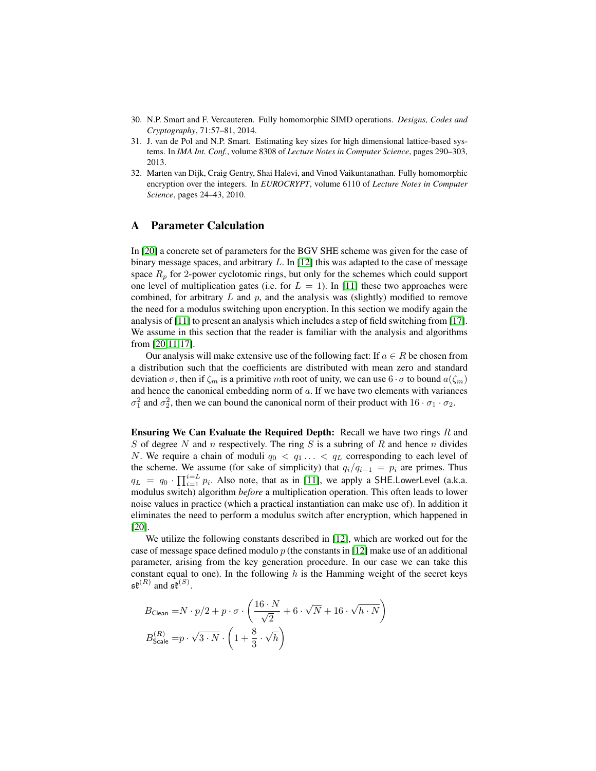30. N.P. Smart and F. Vercauteren. Fully homomorphic SIMD operations. *Designs, Codes and Cryptography*, 71:57–81, 2014.
31. J. van de Pol and N.P. Smart. Estimating key sizes for high dimensional lattice-based systems. In *IMA Int. Conf.*, volume 8308 of *Lecture Notes in Computer Science*, pages 290–303, 2013.
32. Marten van Dijk, Craig Gentry, Shai Halevi, and Vinod Vaikuntanathan. Fully homomorphic encryption over the integers. In *EUROCRYPT*, volume 6110 of *Lecture Notes in Computer Science*, pages 24–43, 2010.

## A Parameter Calculation

In [20] a concrete set of parameters for the BGV SHE scheme was given for the case of binary message spaces, and arbitrary $L$. In [12] this was adapted to the case of message space $R_p$ for 2-power cyclotomic rings, but only for the schemes which could support one level of multiplication gates (i.e. for $L = 1$). In [11] these two approaches were combined, for arbitrary $L$ and $p$, and the analysis was (slightly) modified to remove the need for a modulus switching upon encryption. In this section we modify again the analysis of [11] to present an analysis which includes a step of field switching from [17]. We assume in this section that the reader is familiar with the analysis and algorithms from [20,11,17].

Our analysis will make extensive use of the following fact: If $a \in R$ be chosen from a distribution such that the coefficients are distributed with mean zero and standard deviation $\sigma$, then if $\zeta_m$ is a primitive $m$th root of unity, we can use $6 \cdot \sigma$ to bound $a(\zeta_m)$ and hence the canonical embedding norm of $a$. If we have two elements with variances $\sigma_1^2$ and $\sigma_2^2$, then we can bound the canonical norm of their product with $16 \cdot \sigma_1 \cdot \sigma_2$.

**Ensuring We Can Evaluate the Required Depth:** Recall we have two rings $R$ and $S$ of degree $N$ and $n$ respectively. The ring $S$ is a subring of $R$ and hence $n$ divides $N$. We require a chain of moduli $q_0 < q_1 \ldots < q_L$ corresponding to each level of the scheme. We assume (for sake of simplicity) that $q_i/q_{i-1} = p_i$ are primes. Thus $q_L = q_0 \cdot \prod_{i=1}^{i=L} p_i$. Also note, that as in [11], we apply a $\mathsf{SHE.LowerLevel}$ (a.k.a. modulus switch) algorithm *before* a multiplication operation. This often leads to lower noise values in practice (which a practical instantiation can make use of). In addition it eliminates the need to perform a modulus switch after encryption, which happened in [20].

We utilize the following constants described in [12], which are worked out for the case of message space defined modulo $p$ (the constants in [12] make use of an additional parameter, arising from the key generation procedure. In our case we can take this constant equal to one). In the following $h$ is the Hamming weight of the secret keys $\mathfrak{sk}^{(R)}$ and $\mathfrak{sk}^{(S)}$.

$$B_{\mathsf{Clean}} = N \cdot p/2 + p \cdot \sigma \cdot \left( \frac{16 \cdot N}{\sqrt{2}} + 6 \cdot \sqrt{N} + 16 \cdot \sqrt{h \cdot N} \right)$$

$$B_{\mathsf{Scale}}^{(R)} = p \cdot \sqrt{3 \cdot N} \cdot \left( 1 + \frac{8}{3} \cdot \sqrt{h} \right)$$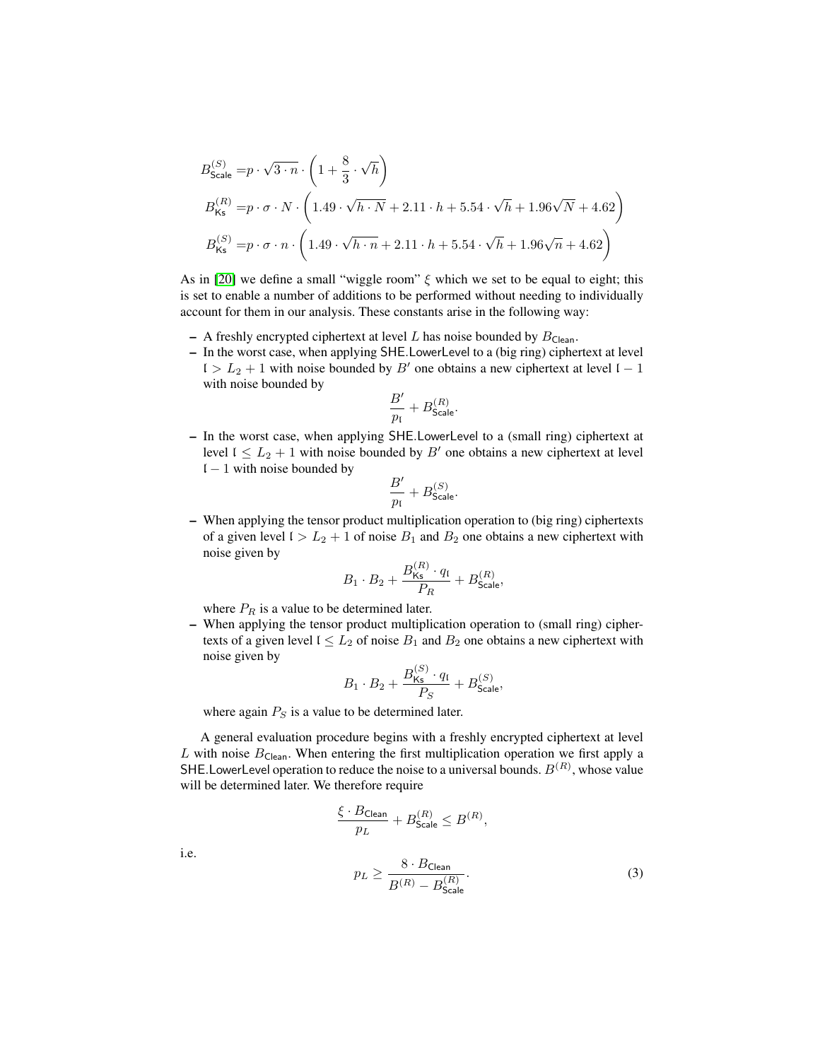$$B^{(S)}_{\mathsf{Scale}} = p \cdot \sqrt{3 \cdot n} \cdot \left(1 + \frac{8}{3} \cdot \sqrt{h}\right)$$

$$B^{(R)}_{\mathsf{Ks}} = p \cdot \sigma \cdot N \cdot \left(1.49 \cdot \sqrt{h \cdot N} + 2.11 \cdot h + 5.54 \cdot \sqrt{h} + 1.96\sqrt{N} + 4.62\right)$$

$$B^{(S)}_{\mathsf{Ks}} = p \cdot \sigma \cdot n \cdot \left(1.49 \cdot \sqrt{h \cdot n} + 2.11 \cdot h + 5.54 \cdot \sqrt{h} + 1.96\sqrt{n} + 4.62\right)$$

As in [20] we define a small "wiggle room" $\xi$ which we set to be equal to eight; this is set to enable a number of additions to be performed without needing to individually account for them in our analysis. These constants arise in the following way:

- A freshly encrypted ciphertext at level $L$ has noise bounded by $B_{\mathsf{Clean}}$.
- In the worst case, when applying SHE.LowerLevel to a (big ring) ciphertext at level $\mathfrak{l} > L_2 + 1$ with noise bounded by $B'$ one obtains a new ciphertext at level $\mathfrak{l} - 1$ with noise bounded by
$$\frac{B'}{p_{\mathfrak{l}}} + B^{(R)}_{\mathsf{Scale}}.$$
- In the worst case, when applying SHE.LowerLevel to a (small ring) ciphertext at level $\mathfrak{l} \leq L_2 + 1$ with noise bounded by $B'$ one obtains a new ciphertext at level $\mathfrak{l} - 1$ with noise bounded by
$$\frac{B'}{p_{\mathfrak{l}}} + B^{(S)}_{\mathsf{Scale}}.$$
- When applying the tensor product multiplication operation to (big ring) ciphertexts of a given level $\mathfrak{l} > L_2 + 1$ of noise $B_1$ and $B_2$ one obtains a new ciphertext with noise given by
$$B_1 \cdot B_2 + \frac{B^{(R)}_{\mathsf{Ks}} \cdot q_{\mathfrak{l}}}{P_R} + B^{(R)}_{\mathsf{Scale}},$$
where $P_R$ is a value to be determined later.
- When applying the tensor product multiplication operation to (small ring) ciphertexts of a given level $\mathfrak{l} \leq L_2$ of noise $B_1$ and $B_2$ one obtains a new ciphertext with noise given by
$$B_1 \cdot B_2 + \frac{B^{(S)}_{\mathsf{Ks}} \cdot q_{\mathfrak{l}}}{P_S} + B^{(S)}_{\mathsf{Scale}},$$
where again $P_S$ is a value to be determined later.

A general evaluation procedure begins with a freshly encrypted ciphertext at level $L$ with noise $B_{\mathsf{Clean}}$. When entering the first multiplication operation we first apply a SHE.LowerLevel operation to reduce the noise to a universal bounds. $B^{(R)}$, whose value will be determined later. We therefore require

$$\frac{\xi \cdot B_{\mathsf{Clean}}}{p_L} + B^{(R)}_{\mathsf{Scale}} \leq B^{(R)},$$

i.e.

$$p_L \geq \frac{8 \cdot B_{\mathsf{Clean}}}{B^{(R)} - B^{(R)}_{\mathsf{Scale}}}. \tag{3}$$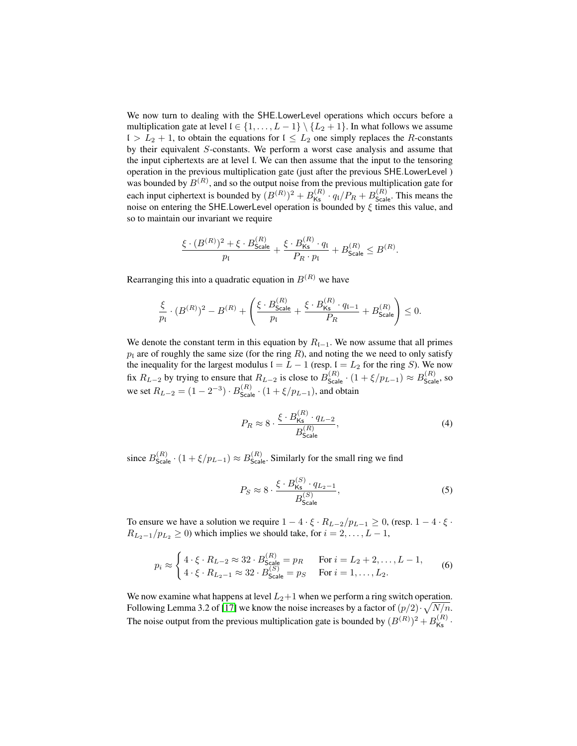We now turn to dealing with the SHE.LowerLevel operations which occurs before a multiplication gate at level $\mathfrak{l} \in \{1, \ldots, L-1\} \setminus \{L_2+1\}$. In what follows we assume $\mathfrak{l} > L_2 + 1$, to obtain the equations for $\mathfrak{l} \leq L_2$ one simply replaces the $R$-constants by their equivalent $S$-constants. We perform a worst case analysis and assume that the input ciphertexts are at level $\mathfrak{l}$. We can then assume that the input to the tensoring operation in the previous multiplication gate (just after the previous SHE.LowerLevel ) was bounded by $B^{(R)}$, and so the output noise from the previous multiplication gate for each input ciphertext is bounded by $(B^{(R)})^2 + B^{(R)}_{\mathsf{Ks}} \cdot q_{\mathfrak{l}}/P_R + B^{(R)}_{\mathsf{Scale}}$. This means the noise on entering the SHE.LowerLevel operation is bounded by $\xi$ times this value, and so to maintain our invariant we require

$$\frac{\xi \cdot (B^{(R)})^2 + \xi \cdot B^{(R)}_{\mathsf{Scale}}}{p_{\mathfrak{l}}} + \frac{\xi \cdot B^{(R)}_{\mathsf{Ks}} \cdot q_{\mathfrak{l}}}{P_R \cdot p_{\mathfrak{l}}} + B^{(R)}_{\mathsf{Scale}} \leq B^{(R)}.$$

Rearranging this into a quadratic equation in $B^{(R)}$ we have

$$\frac{\xi}{p_{\mathfrak{l}}} \cdot (B^{(R)})^2 - B^{(R)} + \left( \frac{\xi \cdot B^{(R)}_{\mathsf{Scale}}}{p_{\mathfrak{l}}} + \frac{\xi \cdot B^{(R)}_{\mathsf{Ks}} \cdot q_{\mathfrak{l}-1}}{P_R} + B^{(R)}_{\mathsf{Scale}} \right) \leq 0.$$

We denote the constant term in this equation by $R_{\mathfrak{l}-1}$. We now assume that all primes $p_{\mathfrak{l}}$ are of roughly the same size (for the ring $R$), and noting the we need to only satisfy the inequality for the largest modulus $\mathfrak{l} = L-1$ (resp. $\mathfrak{l} = L_2$ for the ring $S$). We now fix $R_{L-2}$ by trying to ensure that $R_{L-2}$ is close to $B^{(R)}_{\mathsf{Scale}} \cdot (1 + \xi/p_{L-1}) \approx B^{(R)}_{\mathsf{Scale}}$, so we set $R_{L-2} = (1 - 2^{-3}) \cdot B^{(R)}_{\mathsf{Scale}} \cdot (1 + \xi/p_{L-1})$, and obtain

$$P_R \approx 8 \cdot \frac{\xi \cdot B^{(R)}_{\mathsf{Ks}} \cdot q_{L-2}}{B^{(R)}_{\mathsf{Scale}}}, \tag{4}$$

since $B^{(R)}_{\mathsf{Scale}} \cdot (1 + \xi/p_{L-1}) \approx B^{(R)}_{\mathsf{Scale}}$. Similarly for the small ring we find

$$P_S \approx 8 \cdot \frac{\xi \cdot B^{(S)}_{\mathsf{Ks}} \cdot q_{L_2-1}}{B^{(S)}_{\mathsf{Scale}}}, \tag{5}$$

To ensure we have a solution we require $1 - 4 \cdot \xi \cdot R_{L-2}/p_{L-1} \geq 0$, (resp. $1 - 4 \cdot \xi \cdot R_{L_2-1}/p_{L_2} \geq 0$) which implies we should take, for $i = 2, \ldots, L-1$,

$$p_i \approx \begin{cases} 4 \cdot \xi \cdot R_{L-2} \approx 32 \cdot B^{(R)}_{\mathsf{Scale}} = p_R & \text{For } i = L_2+2, \ldots, L-1, \\ 4 \cdot \xi \cdot R_{L_2-1} \approx 32 \cdot B^{(S)}_{\mathsf{Scale}} = p_S & \text{For } i = 1, \ldots, L_2. \end{cases} \tag{6}$$

We now examine what happens at level $L_2+1$ when we perform a ring switch operation. Following Lemma 3.2 of [17] we know the noise increases by a factor of $(p/2) \cdot \sqrt{N/n}$. The noise output from the previous multiplication gate is bounded by $(B^{(R)})^2 + B^{(R)}_{\mathsf{Ks}} \cdot$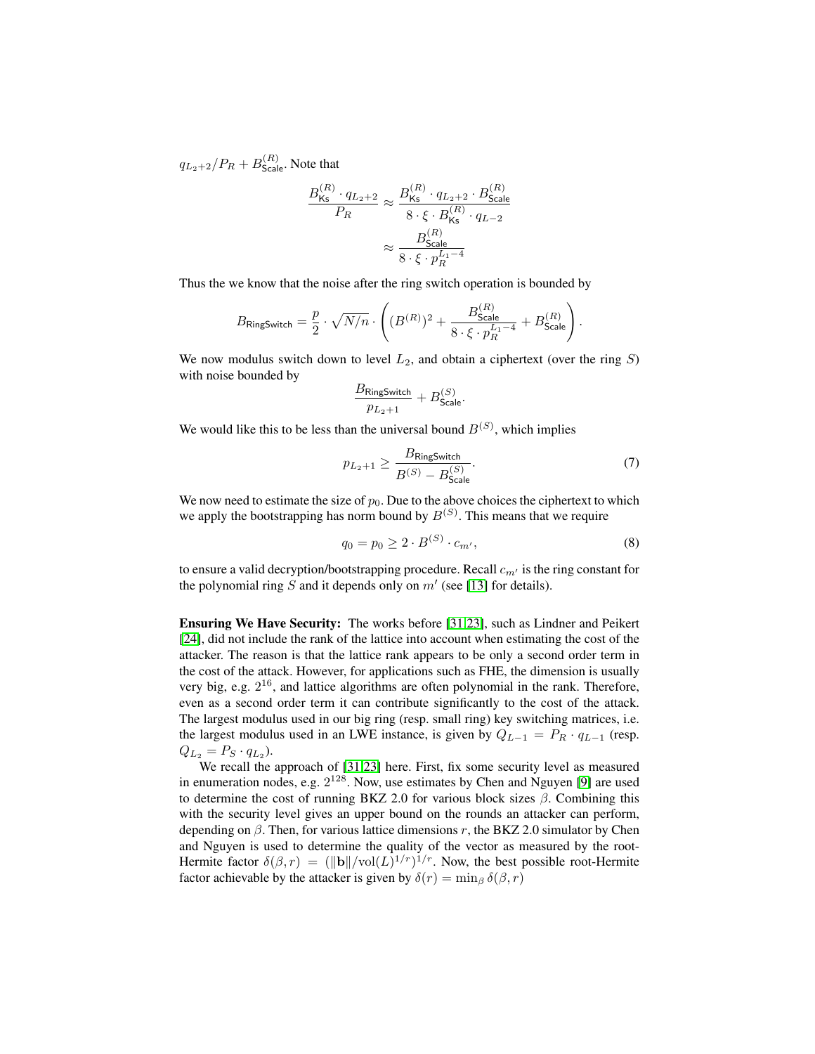$q_{L_2+2}/P_R + B^{(R)}_{\mathsf{Scale}}$. Note that

$$\frac{B^{(R)}_{\mathsf{Ks}} \cdot q_{L_2+2}}{P_R} \approx \frac{B^{(R)}_{\mathsf{Ks}} \cdot q_{L_2+2} \cdot B^{(R)}_{\mathsf{Scale}}}{8 \cdot \xi \cdot B^{(R)}_{\mathsf{Ks}} \cdot q_{L-2}}$$
$$\approx \frac{B^{(R)}_{\mathsf{Scale}}}{8 \cdot \xi \cdot p_R^{L_1-4}}$$

Thus the we know that the noise after the ring switch operation is bounded by

$$B_{\mathsf{RingSwitch}} = \frac{p}{2} \cdot \sqrt{N/n} \cdot \left( (B^{(R)})^2 + \frac{B^{(R)}_{\mathsf{Scale}}}{8 \cdot \xi \cdot p_R^{L_1-4}} + B^{(R)}_{\mathsf{Scale}} \right).$$

We now modulus switch down to level $L_2$, and obtain a ciphertext (over the ring $S$) with noise bounded by

$$\frac{B_{\mathsf{RingSwitch}}}{p_{L_2+1}} + B^{(S)}_{\mathsf{Scale}}.$$

We would like this to be less than the universal bound $B^{(S)}$, which implies

$$p_{L_2+1} \geq \frac{B_{\mathsf{RingSwitch}}}{B^{(S)} - B^{(S)}_{\mathsf{Scale}}}. \tag{7}$$

We now need to estimate the size of $p_0$. Due to the above choices the ciphertext to which we apply the bootstrapping has norm bound by $B^{(S)}$. This means that we require

$$q_0 = p_0 \geq 2 \cdot B^{(S)} \cdot c_{m'}, \tag{8}$$

to ensure a valid decryption/bootstrapping procedure. Recall $c_{m'}$ is the ring constant for the polynomial ring $S$ and it depends only on $m'$ (see [13] for details).

**Ensuring We Have Security:** The works before [31,23], such as Lindner and Peikert [24], did not include the rank of the lattice into account when estimating the cost of the attacker. The reason is that the lattice rank appears to be only a second order term in the cost of the attack. However, for applications such as FHE, the dimension is usually very big, e.g. $2^{16}$, and lattice algorithms are often polynomial in the rank. Therefore, even as a second order term it can contribute significantly to the cost of the attack. The largest modulus used in our big ring (resp. small ring) key switching matrices, i.e. the largest modulus used in an LWE instance, is given by $Q_{L-1} = P_R \cdot q_{L-1}$ (resp. $Q_{L_2} = P_S \cdot q_{L_2}$).

We recall the approach of [31,23] here. First, fix some security level as measured in enumeration nodes, e.g. $2^{128}$. Now, use estimates by Chen and Nguyen [9] are used to determine the cost of running BKZ 2.0 for various block sizes $\beta$. Combining this with the security level gives an upper bound on the rounds an attacker can perform, depending on $\beta$. Then, for various lattice dimensions $r$, the BKZ 2.0 simulator by Chen and Nguyen is used to determine the quality of the vector as measured by the root-Hermite factor $\delta(\beta, r) = (\|\mathbf{b}\|/\mathrm{vol}(L)^{1/r})^{1/r}$. Now, the best possible root-Hermite factor achievable by the attacker is given by $\delta(r) = \min_\beta \delta(\beta, r)$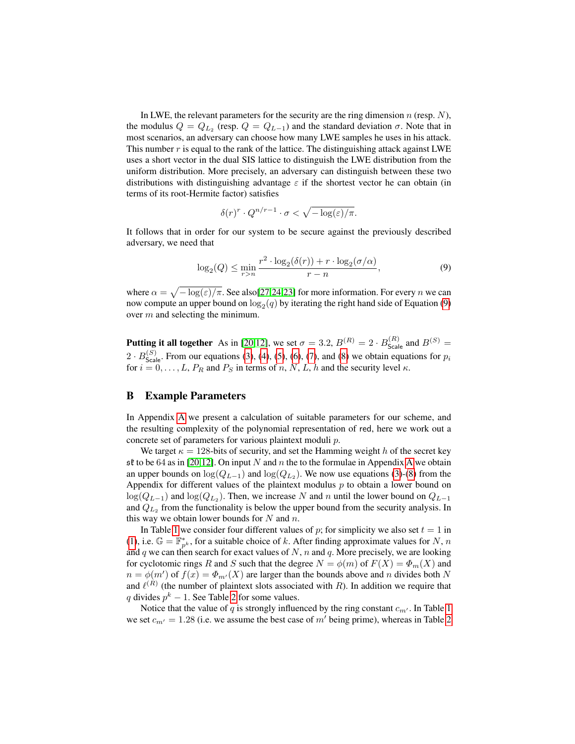In LWE, the relevant parameters for the security are the ring dimension $n$ (resp. $N$), the modulus $Q = Q_{L_2}$ (resp. $Q = Q_{L-1}$) and the standard deviation $\sigma$. Note that in most scenarios, an adversary can choose how many LWE samples he uses in his attack. This number $r$ is equal to the rank of the lattice. The distinguishing attack against LWE uses a short vector in the dual SIS lattice to distinguish the LWE distribution from the uniform distribution. More precisely, an adversary can distinguish between these two distributions with distinguishing advantage $\varepsilon$ if the shortest vector he can obtain (in terms of its root-Hermite factor) satisfies

$$\delta(r)^r \cdot Q^{n/r-1} \cdot \sigma < \sqrt{-\log(\varepsilon)/\pi}.$$

It follows that in order for our system to be secure against the previously described adversary, we need that

$$\log_2(Q) \leq \min_{r>n} \frac{r^2 \cdot \log_2(\delta(r)) + r \cdot \log_2(\sigma/\alpha)}{r-n}, \tag{9}$$

where $\alpha = \sqrt{-\log(\varepsilon)/\pi}$. See also[27,24,23] for more information. For every $n$ we can now compute an upper bound on $\log_2(q)$ by iterating the right hand side of Equation (9) over $m$ and selecting the minimum.

**Putting it all together** As in [20,12], we set $\sigma = 3.2$, $B^{(R)} = 2 \cdot B^{(R)}_{\mathsf{Scale}}$ and $B^{(S)} = 2 \cdot B^{(S)}_{\mathsf{Scale}}$. From our equations (3), (4), (5), (6), (7), and (8) we obtain equations for $p_i$ for $i = 0, \ldots, L$, $P_R$ and $P_S$ in terms of $n$, $N$, $L$, $h$ and the security level $\kappa$.

## B Example Parameters

In Appendix A we present a calculation of suitable parameters for our scheme, and the resulting complexity of the polynomial representation of red, here we work out a concrete set of parameters for various plaintext moduli $p$.

We target $\kappa = 128$-bits of security, and set the Hamming weight $h$ of the secret key $\mathfrak{sk}$ to be 64 as in [20,12]. On input $N$ and $n$ the to the formulae in Appendix A we obtain an upper bounds on $\log(Q_{L-1})$ and $\log(Q_{L_2})$. We now use equations (3)-(8) from the Appendix for different values of the plaintext modulus $p$ to obtain a lower bound on $\log(Q_{L-1})$ and $\log(Q_{L_2})$. Then, we increase $N$ and $n$ until the lower bound on $Q_{L-1}$ and $Q_{L_2}$ from the functionality is below the upper bound from the security analysis. In this way we obtain lower bounds for $N$ and $n$.

In Table 1 we consider four different values of $p$; for simplicity we also set $t = 1$ in (1), i.e. $\mathbb{G} = \mathbb{F}^*_{p^k}$, for a suitable choice of $k$. After finding approximate values for $N$, $n$ and $q$ we can then search for exact values of $N$, $n$ and $q$. More precisely, we are looking for cyclotomic rings $R$ and $S$ such that the degree $N = \phi(m)$ of $F(X) = \Phi_m(X)$ and $n = \phi(m')$ of $f(x) = \Phi_{m'}(X)$ are larger than the bounds above and $n$ divides both $N$ and $\ell^{(R)}$ (the number of plaintext slots associated with $R$). In addition we require that $q$ divides $p^k - 1$. See Table 2 for some values.

Notice that the value of $q$ is strongly influenced by the ring constant $c_{m'}$. In Table 1 we set $c_{m'} = 1.28$ (i.e. we assume the best case of $m'$ being prime), whereas in Table 2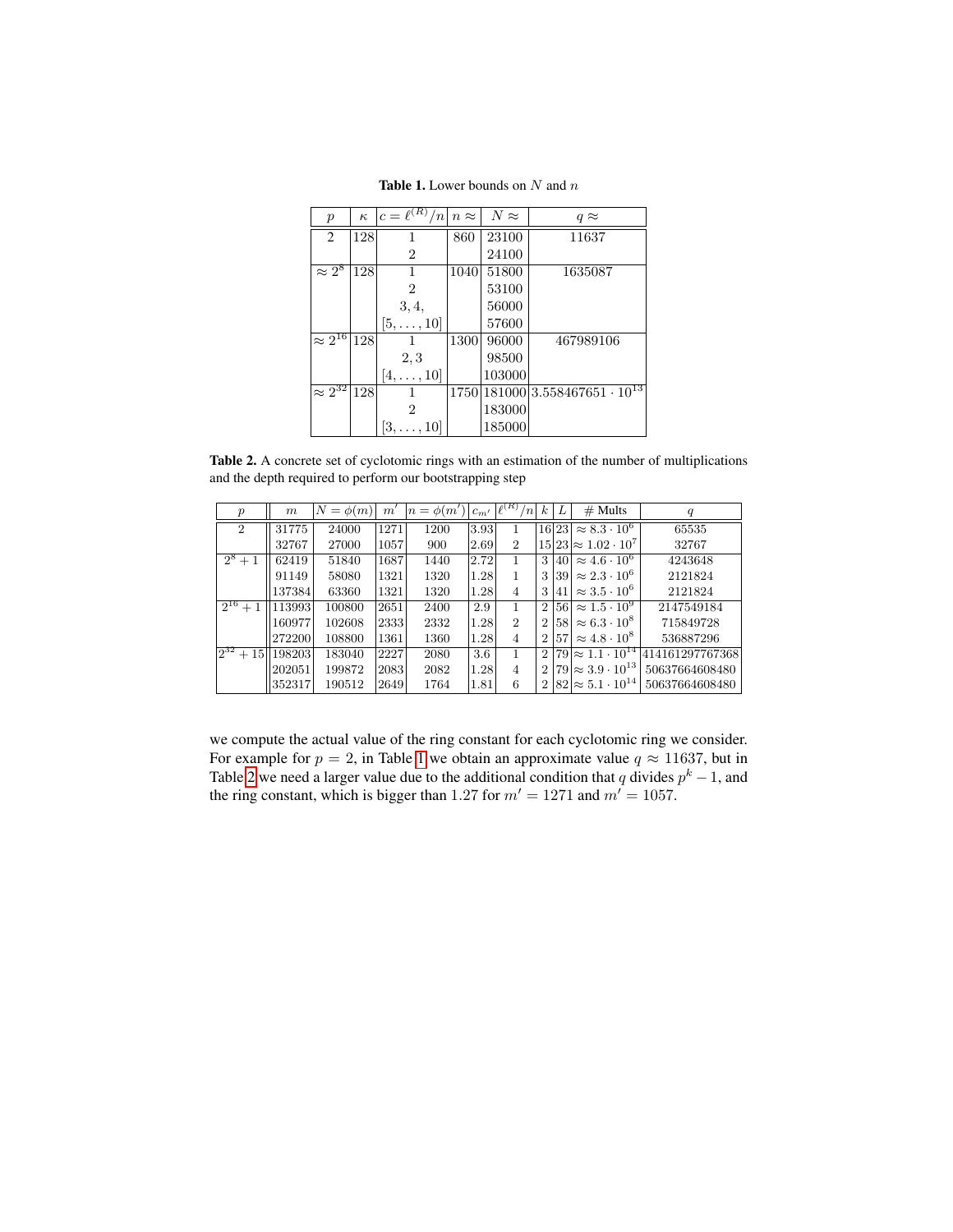**Table 1.** Lower bounds on $N$ and $n$

| $p$ | $\kappa$ | $c = \ell^{(R)}/n$ | $n \approx$ | $N \approx$ | $q \approx$ |
|---|---|---|---|---|---|
| 2 | 128 | 1 | 860 | 23100 | 11637 |
| | | 2 | | 24100 | |
| $\approx 2^8$ | 128 | 1 | 1040 | 51800 | 1635087 |
| | | 2 | | 53100 | |
| | | 3, 4, | | 56000 | |
| | | $[5, \ldots, 10]$ | | 57600 | |
| $\approx 2^{16}$ | 128 | 1 | 1300 | 96000 | 467989106 |
| | | 2, 3 | | 98500 | |
| | | $[4, \ldots, 10]$ | | 103000 | |
| $\approx 2^{32}$ | 128 | 1 | 1750 | 181000 | $3.558467651 \cdot 10^{13}$ |
| | | 2 | | 183000 | |
| | | $[3, \ldots, 10]$ | | 185000 | |

**Table 2.** A concrete set of cyclotomic rings with an estimation of the number of multiplications and the depth required to perform our bootstrapping step

| $p$ | $m$ | $N = \phi(m)$ | $m'$ | $n = \phi(m')$ | $c_{m'}$ | $\ell^{(R)}/n$ | $k$ | $L$ | # Mults | $q$ |
|---|---|---|---|---|---|---|---|---|---|---|
| 2 | 31775 | 24000 | 1271 | 1200 | 3.93 | 1 | 16 | 23 | $\approx 8.3 \cdot 10^6$ | 65535 |
| | 32767 | 27000 | 1057 | 900 | 2.69 | 2 | 15 | 23 | $\approx 1.02 \cdot 10^7$ | 32767 |
| $2^8 + 1$ | 62419 | 51840 | 1687 | 1440 | 2.72 | 1 | 3 | 40 | $\approx 4.6 \cdot 10^6$ | 4243648 |
| | 91149 | 58080 | 1321 | 1320 | 1.28 | 1 | 3 | 39 | $\approx 2.3 \cdot 10^6$ | 2121824 |
| | 137384 | 63360 | 1321 | 1320 | 1.28 | 4 | 3 | 41 | $\approx 3.5 \cdot 10^6$ | 2121824 |
| $2^{16} + 1$ | 113993 | 100800 | 2651 | 2400 | 2.9 | 1 | 2 | 56 | $\approx 1.5 \cdot 10^9$ | 2147549184 |
| | 160977 | 102608 | 2333 | 2332 | 1.28 | 2 | 2 | 58 | $\approx 6.3 \cdot 10^8$ | 715849728 |
| | 272200 | 108800 | 1361 | 1360 | 1.28 | 4 | 2 | 57 | $\approx 4.8 \cdot 10^8$ | 536887296 |
| $2^{32} + 15$ | 198203 | 183040 | 2227 | 2080 | 3.6 | 1 | 2 | 79 | $\approx 1.1 \cdot 10^{14}$ | 414161297767368 |
| | 202051 | 199872 | 2083 | 2082 | 1.28 | 4 | 2 | 79 | $\approx 3.9 \cdot 10^{13}$ | 50637664608480 |
| | 352317 | 190512 | 2649 | 1764 | 1.81 | 6 | 2 | 82 | $\approx 5.1 \cdot 10^{14}$ | 50637664608480 |

we compute the actual value of the ring constant for each cyclotomic ring we consider. For example for $p = 2$, in Table 1 we obtain an approximate value $q \approx 11637$, but in Table 2 we need a larger value due to the additional condition that $q$ divides $p^k - 1$, and the ring constant, which is bigger than 1.27 for $m' = 1271$ and $m' = 1057$.